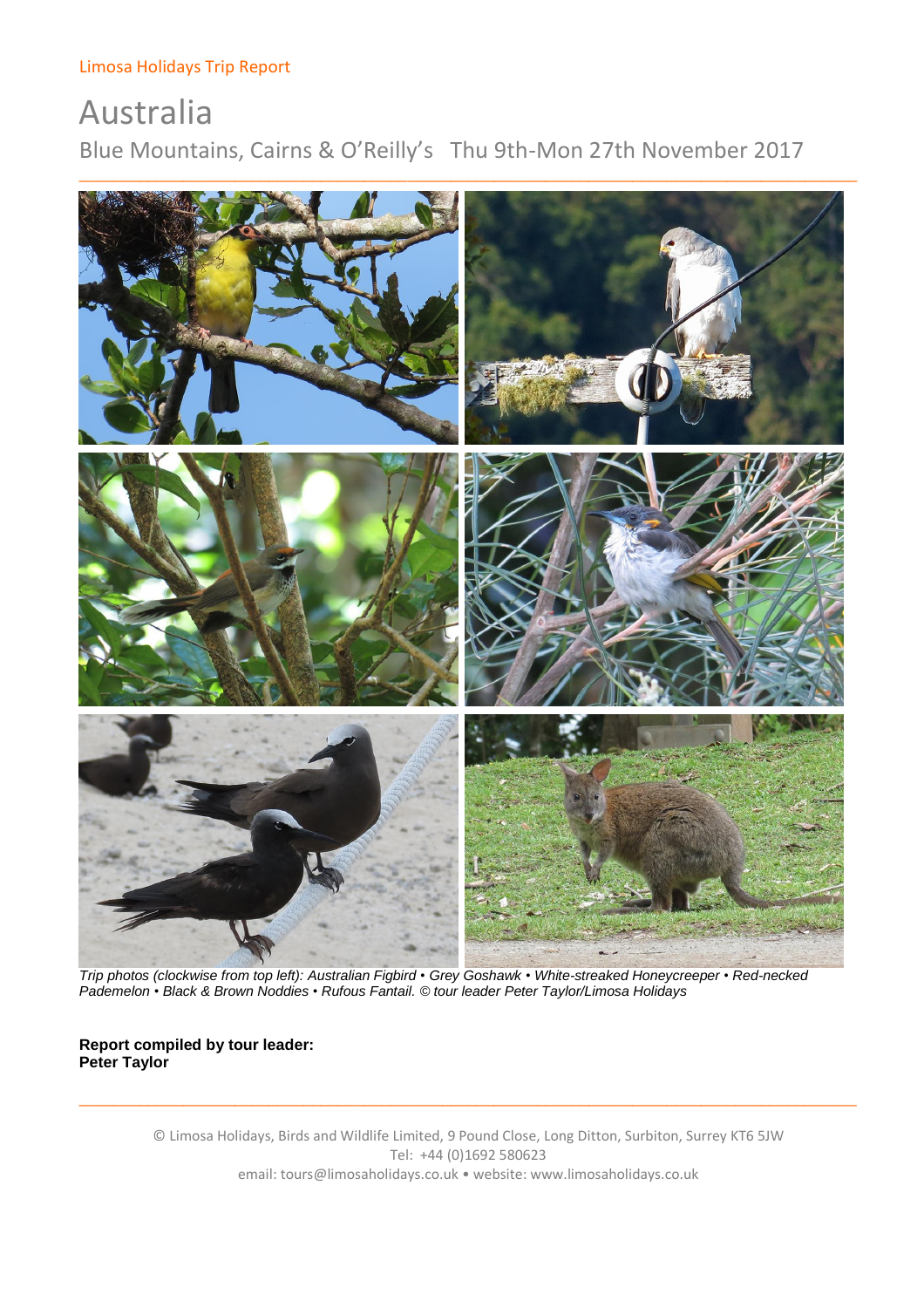Limosa Holidays Trip Report

# Australia

## Blue Mountains, Cairns & O'Reilly's Thu 9th-Mon 27th November 2017

*Trip photos (clockwise from top left): Australian Figbird • Grey Goshawk • White-streaked Honeycreeper • Red-necked Pademelon • Black & Brown Noddies • Rufous Fantail. © tour leader Peter Taylor/Limosa Holidays*

**Report compiled by tour leader:**
**Peter Taylor**

© Limosa Holidays, Birds and Wildlife Limited, 9 Pound Close, Long Ditton, Surbiton, Surrey KT6 5JW
Tel: +44 (0)1692 580623
email: tours@limosaholidays.co.uk • website: www.limosaholidays.co.uk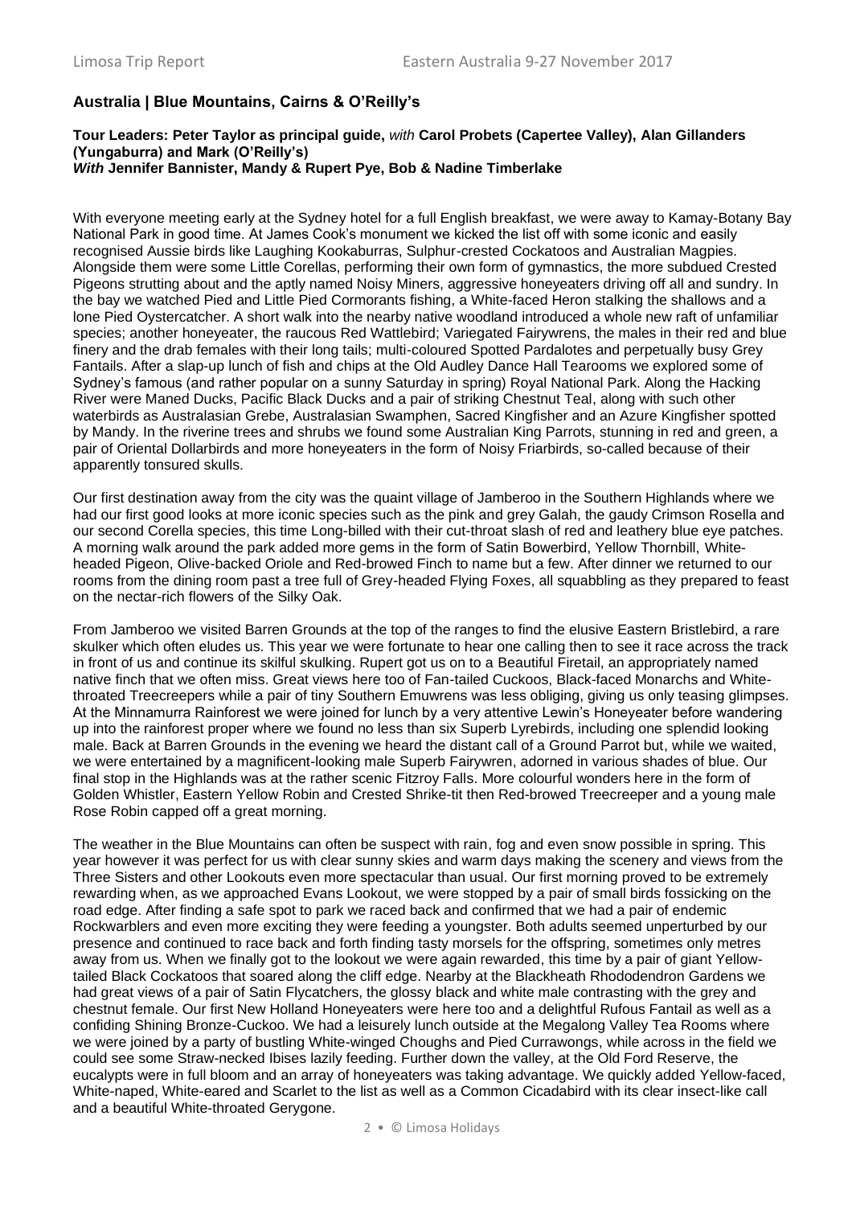## Australia | Blue Mountains, Cairns & O'Reilly's

**Tour Leaders: Peter Taylor as principal guide,** *with* **Carol Probets (Capertee Valley), Alan Gillanders (Yungaburra) and Mark (O'Reilly's)**
***With*** **Jennifer Bannister, Mandy & Rupert Pye, Bob & Nadine Timberlake**

With everyone meeting early at the Sydney hotel for a full English breakfast, we were away to Kamay-Botany Bay National Park in good time. At James Cook's monument we kicked the list off with some iconic and easily recognised Aussie birds like Laughing Kookaburras, Sulphur-crested Cockatoos and Australian Magpies. Alongside them were some Little Corellas, performing their own form of gymnastics, the more subdued Crested Pigeons strutting about and the aptly named Noisy Miners, aggressive honeyeaters driving off all and sundry. In the bay we watched Pied and Little Pied Cormorants fishing, a White-faced Heron stalking the shallows and a lone Pied Oystercatcher. A short walk into the nearby native woodland introduced a whole new raft of unfamiliar species; another honeyeater, the raucous Red Wattlebird; Variegated Fairywrens, the males in their red and blue finery and the drab females with their long tails; multi-coloured Spotted Pardalotes and perpetually busy Grey Fantails. After a slap-up lunch of fish and chips at the Old Audley Dance Hall Tearooms we explored some of Sydney's famous (and rather popular on a sunny Saturday in spring) Royal National Park. Along the Hacking River were Maned Ducks, Pacific Black Ducks and a pair of striking Chestnut Teal, along with such other waterbirds as Australasian Grebe, Australasian Swamphen, Sacred Kingfisher and an Azure Kingfisher spotted by Mandy. In the riverine trees and shrubs we found some Australian King Parrots, stunning in red and green, a pair of Oriental Dollarbirds and more honeyeaters in the form of Noisy Friarbirds, so-called because of their apparently tonsured skulls.

Our first destination away from the city was the quaint village of Jamberoo in the Southern Highlands where we had our first good looks at more iconic species such as the pink and grey Galah, the gaudy Crimson Rosella and our second Corella species, this time Long-billed with their cut-throat slash of red and leathery blue eye patches. A morning walk around the park added more gems in the form of Satin Bowerbird, Yellow Thornbill, White-headed Pigeon, Olive-backed Oriole and Red-browed Finch to name but a few. After dinner we returned to our rooms from the dining room past a tree full of Grey-headed Flying Foxes, all squabbling as they prepared to feast on the nectar-rich flowers of the Silky Oak.

From Jamberoo we visited Barren Grounds at the top of the ranges to find the elusive Eastern Bristlebird, a rare skulker which often eludes us. This year we were fortunate to hear one calling then to see it race across the track in front of us and continue its skilful skulking. Rupert got us on to a Beautiful Firetail, an appropriately named native finch that we often miss. Great views here too of Fan-tailed Cuckoos, Black-faced Monarchs and White-throated Treecreepers while a pair of tiny Southern Emuwrens was less obliging, giving us only teasing glimpses. At the Minnamurra Rainforest we were joined for lunch by a very attentive Lewin's Honeyeater before wandering up into the rainforest proper where we found no less than six Superb Lyrebirds, including one splendid looking male. Back at Barren Grounds in the evening we heard the distant call of a Ground Parrot but, while we waited, we were entertained by a magnificent-looking male Superb Fairywren, adorned in various shades of blue. Our final stop in the Highlands was at the rather scenic Fitzroy Falls. More colourful wonders here in the form of Golden Whistler, Eastern Yellow Robin and Crested Shrike-tit then Red-browed Treecreeper and a young male Rose Robin capped off a great morning.

The weather in the Blue Mountains can often be suspect with rain, fog and even snow possible in spring. This year however it was perfect for us with clear sunny skies and warm days making the scenery and views from the Three Sisters and other Lookouts even more spectacular than usual. Our first morning proved to be extremely rewarding when, as we approached Evans Lookout, we were stopped by a pair of small birds fossicking on the road edge. After finding a safe spot to park we raced back and confirmed that we had a pair of endemic Rockwarblers and even more exciting they were feeding a youngster. Both adults seemed unperturbed by our presence and continued to race back and forth finding tasty morsels for the offspring, sometimes only metres away from us. When we finally got to the lookout we were again rewarded, this time by a pair of giant Yellow-tailed Black Cockatoos that soared along the cliff edge. Nearby at the Blackheath Rhododendron Gardens we had great views of a pair of Satin Flycatchers, the glossy black and white male contrasting with the grey and chestnut female. Our first New Holland Honeyeaters were here too and a delightful Rufous Fantail as well as a confiding Shining Bronze-Cuckoo. We had a leisurely lunch outside at the Megalong Valley Tea Rooms where we were joined by a party of bustling White-winged Choughs and Pied Currawongs, while across in the field we could see some Straw-necked Ibises lazily feeding. Further down the valley, at the Old Ford Reserve, the eucalypts were in full bloom and an array of honeyeaters was taking advantage. We quickly added Yellow-faced, White-naped, White-eared and Scarlet to the list as well as a Common Cicadabird with its clear insect-like call and a beautiful White-throated Gerygone.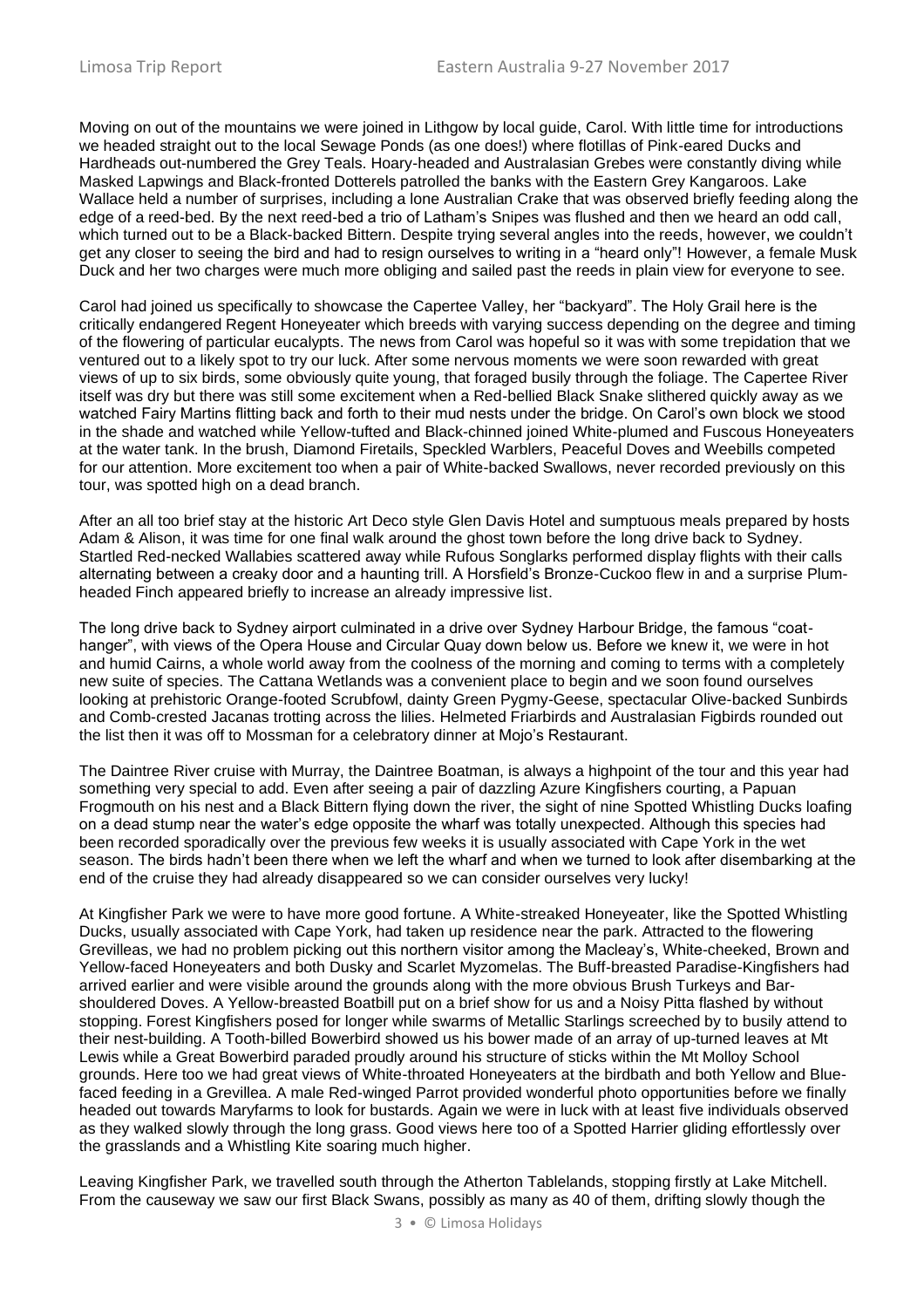Moving on out of the mountains we were joined in Lithgow by local guide, Carol. With little time for introductions we headed straight out to the local Sewage Ponds (as one does!) where flotillas of Pink-eared Ducks and Hardheads out-numbered the Grey Teals. Hoary-headed and Australasian Grebes were constantly diving while Masked Lapwings and Black-fronted Dotterels patrolled the banks with the Eastern Grey Kangaroos. Lake Wallace held a number of surprises, including a lone Australian Crake that was observed briefly feeding along the edge of a reed-bed. By the next reed-bed a trio of Latham's Snipes was flushed and then we heard an odd call, which turned out to be a Black-backed Bittern. Despite trying several angles into the reeds, however, we couldn't get any closer to seeing the bird and had to resign ourselves to writing in a "heard only"! However, a female Musk Duck and her two charges were much more obliging and sailed past the reeds in plain view for everyone to see.

Carol had joined us specifically to showcase the Capertee Valley, her "backyard". The Holy Grail here is the critically endangered Regent Honeyeater which breeds with varying success depending on the degree and timing of the flowering of particular eucalypts. The news from Carol was hopeful so it was with some trepidation that we ventured out to a likely spot to try our luck. After some nervous moments we were soon rewarded with great views of up to six birds, some obviously quite young, that foraged busily through the foliage. The Capertee River itself was dry but there was still some excitement when a Red-bellied Black Snake slithered quickly away as we watched Fairy Martins flitting back and forth to their mud nests under the bridge. On Carol's own block we stood in the shade and watched while Yellow-tufted and Black-chinned joined White-plumed and Fuscous Honeyeaters at the water tank. In the brush, Diamond Firetails, Speckled Warblers, Peaceful Doves and Weebills competed for our attention. More excitement too when a pair of White-backed Swallows, never recorded previously on this tour, was spotted high on a dead branch.

After an all too brief stay at the historic Art Deco style Glen Davis Hotel and sumptuous meals prepared by hosts Adam & Alison, it was time for one final walk around the ghost town before the long drive back to Sydney. Startled Red-necked Wallabies scattered away while Rufous Songlarks performed display flights with their calls alternating between a creaky door and a haunting trill. A Horsfield's Bronze-Cuckoo flew in and a surprise Plum-headed Finch appeared briefly to increase an already impressive list.

The long drive back to Sydney airport culminated in a drive over Sydney Harbour Bridge, the famous "coat-hanger", with views of the Opera House and Circular Quay down below us. Before we knew it, we were in hot and humid Cairns, a whole world away from the coolness of the morning and coming to terms with a completely new suite of species. The Cattana Wetlands was a convenient place to begin and we soon found ourselves looking at prehistoric Orange-footed Scrubfowl, dainty Green Pygmy-Geese, spectacular Olive-backed Sunbirds and Comb-crested Jacanas trotting across the lilies. Helmeted Friarbirds and Australasian Figbirds rounded out the list then it was off to Mossman for a celebratory dinner at Mojo's Restaurant.

The Daintree River cruise with Murray, the Daintree Boatman, is always a highpoint of the tour and this year had something very special to add. Even after seeing a pair of dazzling Azure Kingfishers courting, a Papuan Frogmouth on his nest and a Black Bittern flying down the river, the sight of nine Spotted Whistling Ducks loafing on a dead stump near the water's edge opposite the wharf was totally unexpected. Although this species had been recorded sporadically over the previous few weeks it is usually associated with Cape York in the wet season. The birds hadn't been there when we left the wharf and when we turned to look after disembarking at the end of the cruise they had already disappeared so we can consider ourselves very lucky!

At Kingfisher Park we were to have more good fortune. A White-streaked Honeyeater, like the Spotted Whistling Ducks, usually associated with Cape York, had taken up residence near the park. Attracted to the flowering Grevilleas, we had no problem picking out this northern visitor among the Macleay's, White-cheeked, Brown and Yellow-faced Honeyeaters and both Dusky and Scarlet Myzomelas. The Buff-breasted Paradise-Kingfishers had arrived earlier and were visible around the grounds along with the more obvious Brush Turkeys and Bar-shouldered Doves. A Yellow-breasted Boatbill put on a brief show for us and a Noisy Pitta flashed by without stopping. Forest Kingfishers posed for longer while swarms of Metallic Starlings screeched by to busily attend to their nest-building. A Tooth-billed Bowerbird showed us his bower made of an array of up-turned leaves at Mt Lewis while a Great Bowerbird paraded proudly around his structure of sticks within the Mt Molloy School grounds. Here too we had great views of White-throated Honeyeaters at the birdbath and both Yellow and Blue-faced feeding in a Grevillea. A male Red-winged Parrot provided wonderful photo opportunities before we finally headed out towards Maryfarms to look for bustards. Again we were in luck with at least five individuals observed as they walked slowly through the long grass. Good views here too of a Spotted Harrier gliding effortlessly over the grasslands and a Whistling Kite soaring much higher.

Leaving Kingfisher Park, we travelled south through the Atherton Tablelands, stopping firstly at Lake Mitchell. From the causeway we saw our first Black Swans, possibly as many as 40 of them, drifting slowly though the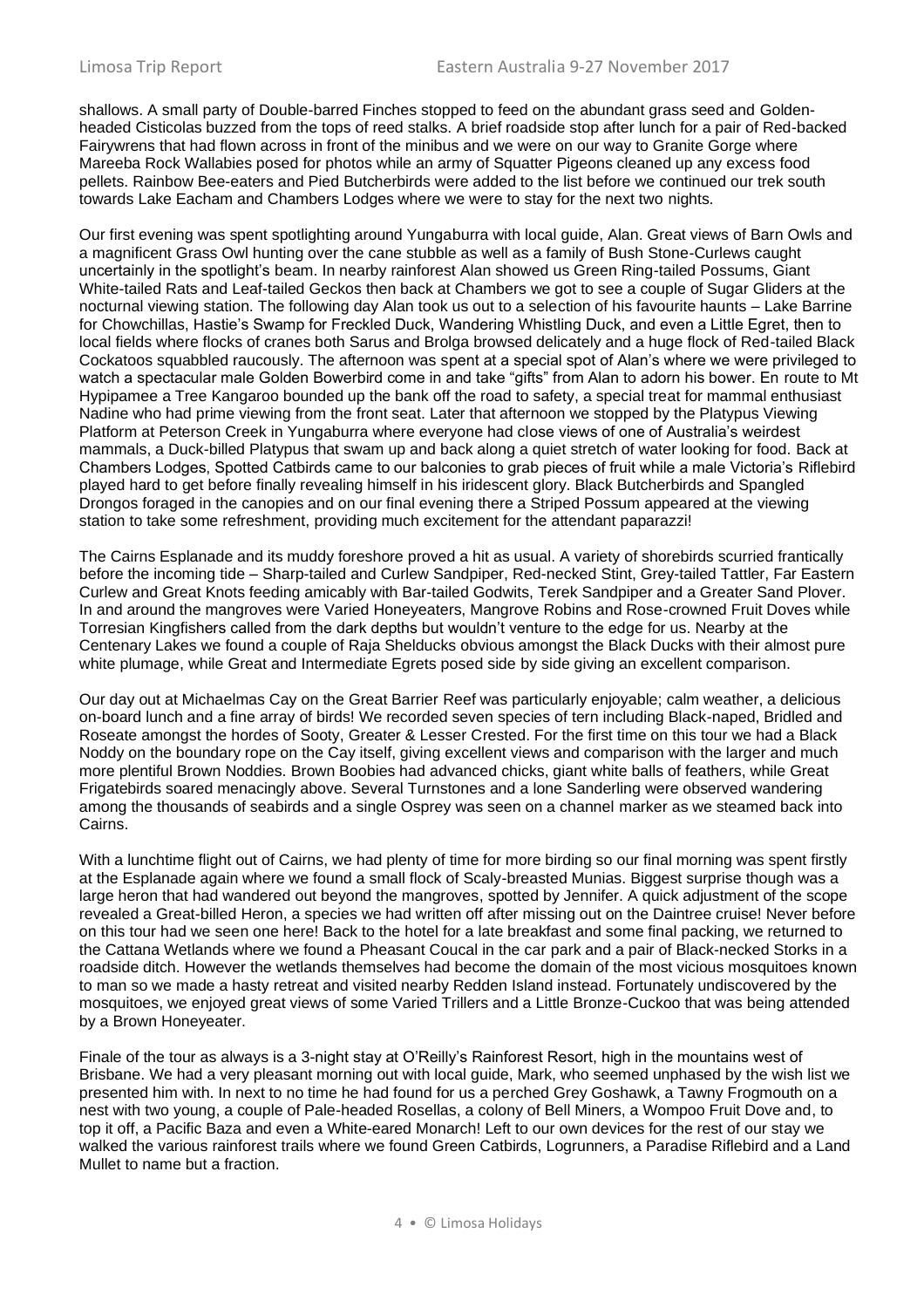shallows. A small party of Double-barred Finches stopped to feed on the abundant grass seed and Golden-headed Cisticolas buzzed from the tops of reed stalks. A brief roadside stop after lunch for a pair of Red-backed Fairywrens that had flown across in front of the minibus and we were on our way to Granite Gorge where Mareeba Rock Wallabies posed for photos while an army of Squatter Pigeons cleaned up any excess food pellets. Rainbow Bee-eaters and Pied Butcherbirds were added to the list before we continued our trek south towards Lake Eacham and Chambers Lodges where we were to stay for the next two nights.

Our first evening was spent spotlighting around Yungaburra with local guide, Alan. Great views of Barn Owls and a magnificent Grass Owl hunting over the cane stubble as well as a family of Bush Stone-Curlews caught uncertainly in the spotlight's beam. In nearby rainforest Alan showed us Green Ring-tailed Possums, Giant White-tailed Rats and Leaf-tailed Geckos then back at Chambers we got to see a couple of Sugar Gliders at the nocturnal viewing station. The following day Alan took us out to a selection of his favourite haunts – Lake Barrine for Chowchillas, Hastie's Swamp for Freckled Duck, Wandering Whistling Duck, and even a Little Egret, then to local fields where flocks of cranes both Sarus and Brolga browsed delicately and a huge flock of Red-tailed Black Cockatoos squabbled raucously. The afternoon was spent at a special spot of Alan's where we were privileged to watch a spectacular male Golden Bowerbird come in and take "gifts" from Alan to adorn his bower. En route to Mt Hypipamee a Tree Kangaroo bounded up the bank off the road to safety, a special treat for mammal enthusiast Nadine who had prime viewing from the front seat. Later that afternoon we stopped by the Platypus Viewing Platform at Peterson Creek in Yungaburra where everyone had close views of one of Australia's weirdest mammals, a Duck-billed Platypus that swam up and back along a quiet stretch of water looking for food. Back at Chambers Lodges, Spotted Catbirds came to our balconies to grab pieces of fruit while a male Victoria's Riflebird played hard to get before finally revealing himself in his iridescent glory. Black Butcherbirds and Spangled Drongos foraged in the canopies and on our final evening there a Striped Possum appeared at the viewing station to take some refreshment, providing much excitement for the attendant paparazzi!

The Cairns Esplanade and its muddy foreshore proved a hit as usual. A variety of shorebirds scurried frantically before the incoming tide – Sharp-tailed and Curlew Sandpiper, Red-necked Stint, Grey-tailed Tattler, Far Eastern Curlew and Great Knots feeding amicably with Bar-tailed Godwits, Terek Sandpiper and a Greater Sand Plover. In and around the mangroves were Varied Honeyeaters, Mangrove Robins and Rose-crowned Fruit Doves while Torresian Kingfishers called from the dark depths but wouldn't venture to the edge for us. Nearby at the Centenary Lakes we found a couple of Raja Shelducks obvious amongst the Black Ducks with their almost pure white plumage, while Great and Intermediate Egrets posed side by side giving an excellent comparison.

Our day out at Michaelmas Cay on the Great Barrier Reef was particularly enjoyable; calm weather, a delicious on-board lunch and a fine array of birds! We recorded seven species of tern including Black-naped, Bridled and Roseate amongst the hordes of Sooty, Greater & Lesser Crested. For the first time on this tour we had a Black Noddy on the boundary rope on the Cay itself, giving excellent views and comparison with the larger and much more plentiful Brown Noddies. Brown Boobies had advanced chicks, giant white balls of feathers, while Great Frigatebirds soared menacingly above. Several Turnstones and a lone Sanderling were observed wandering among the thousands of seabirds and a single Osprey was seen on a channel marker as we steamed back into Cairns.

With a lunchtime flight out of Cairns, we had plenty of time for more birding so our final morning was spent firstly at the Esplanade again where we found a small flock of Scaly-breasted Munias. Biggest surprise though was a large heron that had wandered out beyond the mangroves, spotted by Jennifer. A quick adjustment of the scope revealed a Great-billed Heron, a species we had written off after missing out on the Daintree cruise! Never before on this tour had we seen one here! Back to the hotel for a late breakfast and some final packing, we returned to the Cattana Wetlands where we found a Pheasant Coucal in the car park and a pair of Black-necked Storks in a roadside ditch. However the wetlands themselves had become the domain of the most vicious mosquitoes known to man so we made a hasty retreat and visited nearby Redden Island instead. Fortunately undiscovered by the mosquitoes, we enjoyed great views of some Varied Trillers and a Little Bronze-Cuckoo that was being attended by a Brown Honeyeater.

Finale of the tour as always is a 3-night stay at O'Reilly's Rainforest Resort, high in the mountains west of Brisbane. We had a very pleasant morning out with local guide, Mark, who seemed unphased by the wish list we presented him with. In next to no time he had found for us a perched Grey Goshawk, a Tawny Frogmouth on a nest with two young, a couple of Pale-headed Rosellas, a colony of Bell Miners, a Wompoo Fruit Dove and, to top it off, a Pacific Baza and even a White-eared Monarch! Left to our own devices for the rest of our stay we walked the various rainforest trails where we found Green Catbirds, Logrunners, a Paradise Riflebird and a Land Mullet to name but a fraction.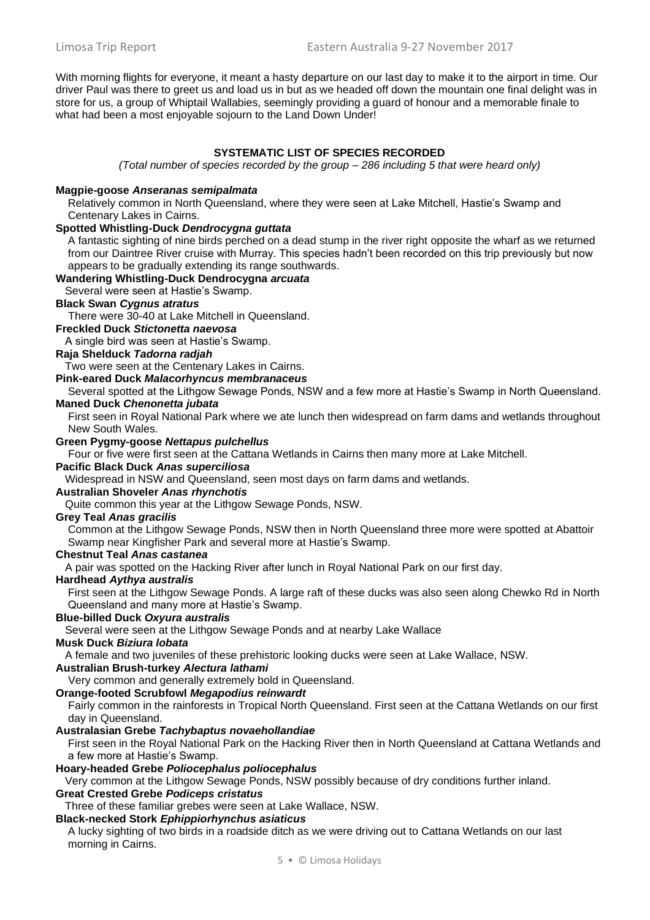With morning flights for everyone, it meant a hasty departure on our last day to make it to the airport in time. Our driver Paul was there to greet us and load us in but as we headed off down the mountain one final delight was in store for us, a group of Whiptail Wallabies, seemingly providing a guard of honour and a memorable finale to what had been a most enjoyable sojourn to the Land Down Under!

## SYSTEMATIC LIST OF SPECIES RECORDED

*(Total number of species recorded by the group – 286 including 5 that were heard only)*

**Magpie-goose *Anseranas semipalmata***
Relatively common in North Queensland, where they were seen at Lake Mitchell, Hastie's Swamp and Centenary Lakes in Cairns.

**Spotted Whistling-Duck *Dendrocygna guttata***
A fantastic sighting of nine birds perched on a dead stump in the river right opposite the wharf as we returned from our Daintree River cruise with Murray. This species hadn't been recorded on this trip previously but now appears to be gradually extending its range southwards.

**Wandering Whistling-Duck Dendrocygna *arcuata***
Several were seen at Hastie's Swamp.

**Black Swan *Cygnus atratus***
There were 30-40 at Lake Mitchell in Queensland.

**Freckled Duck *Stictonetta naevosa***
A single bird was seen at Hastie's Swamp.

**Raja Shelduck *Tadorna radjah***
Two were seen at the Centenary Lakes in Cairns.

**Pink-eared Duck *Malacorhyncus membranaceus***
Several spotted at the Lithgow Sewage Ponds, NSW and a few more at Hastie's Swamp in North Queensland.

**Maned Duck *Chenonetta jubata***
First seen in Royal National Park where we ate lunch then widespread on farm dams and wetlands throughout New South Wales.

**Green Pygmy-goose *Nettapus pulchellus***
Four or five were first seen at the Cattana Wetlands in Cairns then many more at Lake Mitchell.

**Pacific Black Duck *Anas superciliosa***
Widespread in NSW and Queensland, seen most days on farm dams and wetlands.

**Australian Shoveler *Anas rhynchotis***
Quite common this year at the Lithgow Sewage Ponds, NSW.

**Grey Teal *Anas gracilis***
Common at the Lithgow Sewage Ponds, NSW then in North Queensland three more were spotted at Abattoir Swamp near Kingfisher Park and several more at Hastie's Swamp.

**Chestnut Teal *Anas castanea***
A pair was spotted on the Hacking River after lunch in Royal National Park on our first day.

**Hardhead *Aythya australis***
First seen at the Lithgow Sewage Ponds. A large raft of these ducks was also seen along Chewko Rd in North Queensland and many more at Hastie's Swamp.

**Blue-billed Duck *Oxyura australis***
Several were seen at the Lithgow Sewage Ponds and at nearby Lake Wallace

**Musk Duck *Biziura lobata***
A female and two juveniles of these prehistoric looking ducks were seen at Lake Wallace, NSW.

**Australian Brush-turkey *Alectura lathami***
Very common and generally extremely bold in Queensland.

**Orange-footed Scrubfowl *Megapodius reinwardt***
Fairly common in the rainforests in Tropical North Queensland. First seen at the Cattana Wetlands on our first day in Queensland.

**Australasian Grebe *Tachybaptus novaehollandiae***
First seen in the Royal National Park on the Hacking River then in North Queensland at Cattana Wetlands and a few more at Hastie's Swamp.

**Hoary-headed Grebe *Poliocephalus poliocephalus***
Very common at the Lithgow Sewage Ponds, NSW possibly because of dry conditions further inland.

**Great Crested Grebe *Podiceps cristatus***
Three of these familiar grebes were seen at Lake Wallace, NSW.

**Black-necked Stork *Ephippiorhynchus asiaticus***
A lucky sighting of two birds in a roadside ditch as we were driving out to Cattana Wetlands on our last morning in Cairns.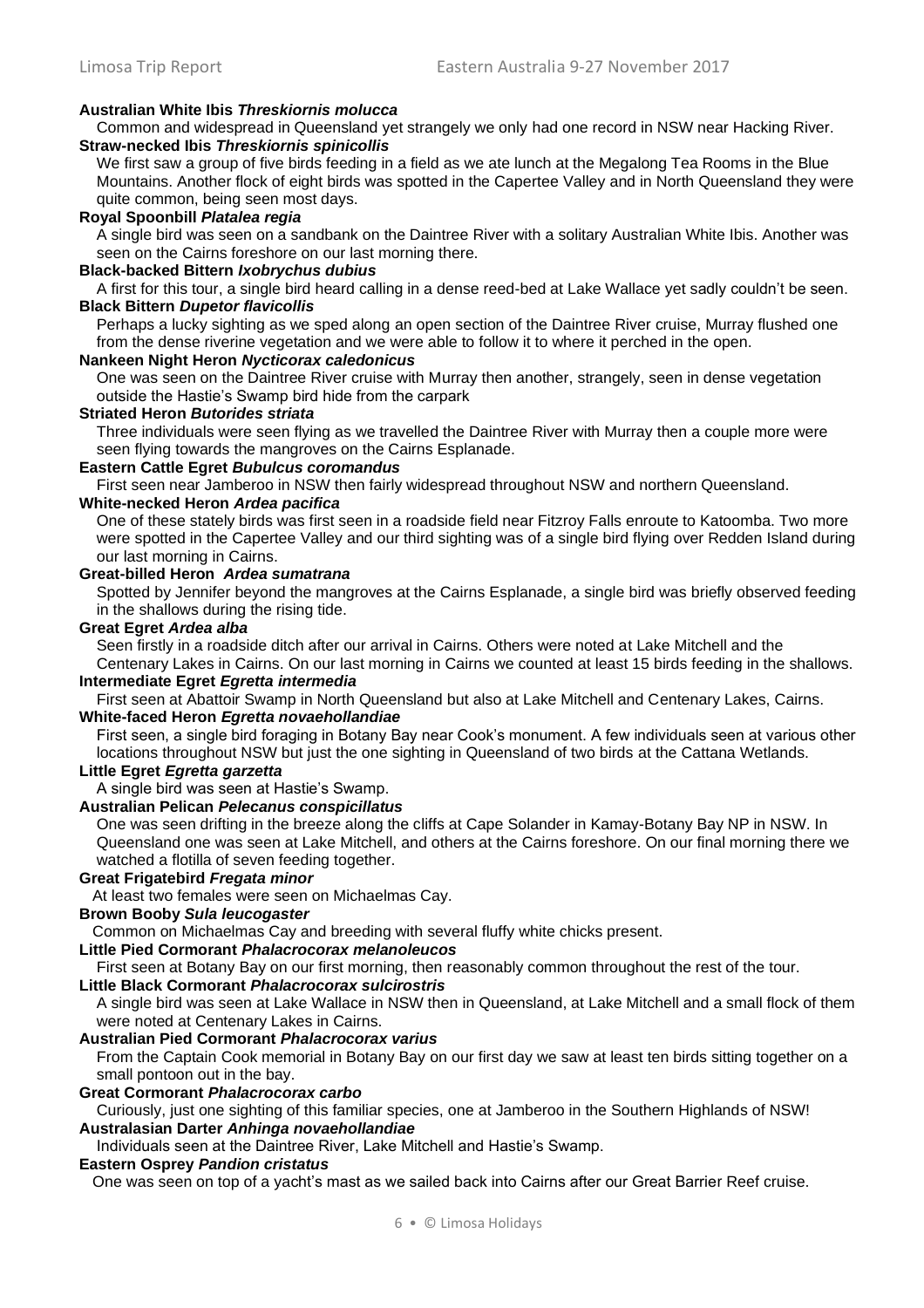**Australian White Ibis *Threskiornis molucca***

Common and widespread in Queensland yet strangely we only had one record in NSW near Hacking River.

**Straw-necked Ibis *Threskiornis spinicollis***

We first saw a group of five birds feeding in a field as we ate lunch at the Megalong Tea Rooms in the Blue Mountains. Another flock of eight birds was spotted in the Capertee Valley and in North Queensland they were quite common, being seen most days.

**Royal Spoonbill *Platalea regia***

A single bird was seen on a sandbank on the Daintree River with a solitary Australian White Ibis. Another was seen on the Cairns foreshore on our last morning there.

**Black-backed Bittern *Ixobrychus dubius***

A first for this tour, a single bird heard calling in a dense reed-bed at Lake Wallace yet sadly couldn't be seen.

**Black Bittern *Dupetor flavicollis***

Perhaps a lucky sighting as we sped along an open section of the Daintree River cruise, Murray flushed one from the dense riverine vegetation and we were able to follow it to where it perched in the open.

**Nankeen Night Heron *Nycticorax caledonicus***

One was seen on the Daintree River cruise with Murray then another, strangely, seen in dense vegetation outside the Hastie's Swamp bird hide from the carpark

**Striated Heron *Butorides striata***

Three individuals were seen flying as we travelled the Daintree River with Murray then a couple more were seen flying towards the mangroves on the Cairns Esplanade.

**Eastern Cattle Egret *Bubulcus coromandus***

First seen near Jamberoo in NSW then fairly widespread throughout NSW and northern Queensland.

**White-necked Heron *Ardea pacifica***

One of these stately birds was first seen in a roadside field near Fitzroy Falls enroute to Katoomba. Two more were spotted in the Capertee Valley and our third sighting was of a single bird flying over Redden Island during our last morning in Cairns.

**Great-billed Heron *Ardea sumatrana***

Spotted by Jennifer beyond the mangroves at the Cairns Esplanade, a single bird was briefly observed feeding in the shallows during the rising tide.

**Great Egret *Ardea alba***

Seen firstly in a roadside ditch after our arrival in Cairns. Others were noted at Lake Mitchell and the Centenary Lakes in Cairns. On our last morning in Cairns we counted at least 15 birds feeding in the shallows.

**Intermediate Egret *Egretta intermedia***

First seen at Abattoir Swamp in North Queensland but also at Lake Mitchell and Centenary Lakes, Cairns.

**White-faced Heron *Egretta novaehollandiae***

First seen, a single bird foraging in Botany Bay near Cook's monument. A few individuals seen at various other locations throughout NSW but just the one sighting in Queensland of two birds at the Cattana Wetlands.

**Little Egret *Egretta garzetta***

A single bird was seen at Hastie's Swamp.

**Australian Pelican *Pelecanus conspicillatus***

One was seen drifting in the breeze along the cliffs at Cape Solander in Kamay-Botany Bay NP in NSW. In Queensland one was seen at Lake Mitchell, and others at the Cairns foreshore. On our final morning there we watched a flotilla of seven feeding together.

**Great Frigatebird *Fregata minor***

At least two females were seen on Michaelmas Cay.

**Brown Booby *Sula leucogaster***

Common on Michaelmas Cay and breeding with several fluffy white chicks present.

**Little Pied Cormorant *Phalacrocorax melanoleucos***

First seen at Botany Bay on our first morning, then reasonably common throughout the rest of the tour.

**Little Black Cormorant *Phalacrocorax sulcirostris***

A single bird was seen at Lake Wallace in NSW then in Queensland, at Lake Mitchell and a small flock of them were noted at Centenary Lakes in Cairns.

**Australian Pied Cormorant *Phalacrocorax varius***

From the Captain Cook memorial in Botany Bay on our first day we saw at least ten birds sitting together on a small pontoon out in the bay.

**Great Cormorant *Phalacrocorax carbo***

Curiously, just one sighting of this familiar species, one at Jamberoo in the Southern Highlands of NSW!

**Australasian Darter *Anhinga novaehollandiae***

Individuals seen at the Daintree River, Lake Mitchell and Hastie's Swamp.

**Eastern Osprey *Pandion cristatus***

One was seen on top of a yacht's mast as we sailed back into Cairns after our Great Barrier Reef cruise.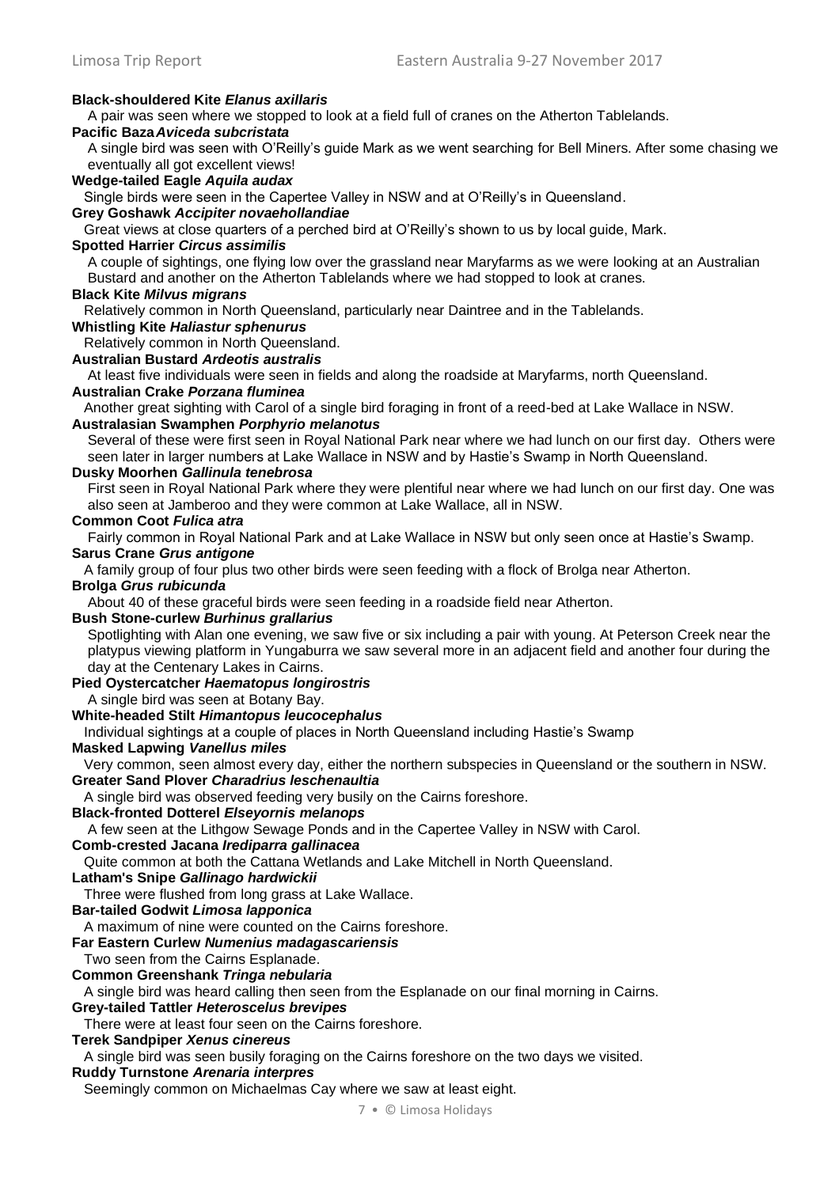**Black-shouldered Kite *Elanus axillaris***

A pair was seen where we stopped to look at a field full of cranes on the Atherton Tablelands.

**Pacific Baza *Aviceda subcristata***

A single bird was seen with O'Reilly's guide Mark as we went searching for Bell Miners. After some chasing we eventually all got excellent views!

**Wedge-tailed Eagle *Aquila audax***

Single birds were seen in the Capertee Valley in NSW and at O'Reilly's in Queensland.

**Grey Goshawk *Accipiter novaehollandiae***

Great views at close quarters of a perched bird at O'Reilly's shown to us by local guide, Mark.

**Spotted Harrier *Circus assimilis***

A couple of sightings, one flying low over the grassland near Maryfarms as we were looking at an Australian Bustard and another on the Atherton Tablelands where we had stopped to look at cranes.

**Black Kite *Milvus migrans***

Relatively common in North Queensland, particularly near Daintree and in the Tablelands.

**Whistling Kite *Haliastur sphenurus***

Relatively common in North Queensland.

**Australian Bustard *Ardeotis australis***

At least five individuals were seen in fields and along the roadside at Maryfarms, north Queensland.

**Australian Crake *Porzana fluminea***

Another great sighting with Carol of a single bird foraging in front of a reed-bed at Lake Wallace in NSW.

**Australasian Swamphen *Porphyrio melanotus***

Several of these were first seen in Royal National Park near where we had lunch on our first day. Others were seen later in larger numbers at Lake Wallace in NSW and by Hastie's Swamp in North Queensland.

**Dusky Moorhen *Gallinula tenebrosa***

First seen in Royal National Park where they were plentiful near where we had lunch on our first day. One was also seen at Jamberoo and they were common at Lake Wallace, all in NSW.

**Common Coot *Fulica atra***

Fairly common in Royal National Park and at Lake Wallace in NSW but only seen once at Hastie's Swamp.

**Sarus Crane *Grus antigone***

A family group of four plus two other birds were seen feeding with a flock of Brolga near Atherton.

**Brolga *Grus rubicunda***

About 40 of these graceful birds were seen feeding in a roadside field near Atherton.

**Bush Stone-curlew *Burhinus grallarius***

Spotlighting with Alan one evening, we saw five or six including a pair with young. At Peterson Creek near the platypus viewing platform in Yungaburra we saw several more in an adjacent field and another four during the day at the Centenary Lakes in Cairns.

**Pied Oystercatcher *Haematopus longirostris***

A single bird was seen at Botany Bay.

**White-headed Stilt *Himantopus leucocephalus***

Individual sightings at a couple of places in North Queensland including Hastie's Swamp

**Masked Lapwing *Vanellus miles***

Very common, seen almost every day, either the northern subspecies in Queensland or the southern in NSW.

**Greater Sand Plover *Charadrius leschenaultia***

A single bird was observed feeding very busily on the Cairns foreshore.

**Black-fronted Dotterel *Elseyornis melanops***

A few seen at the Lithgow Sewage Ponds and in the Capertee Valley in NSW with Carol.

**Comb-crested Jacana *Irediparra gallinacea***

Quite common at both the Cattana Wetlands and Lake Mitchell in North Queensland.

**Latham's Snipe *Gallinago hardwickii***

Three were flushed from long grass at Lake Wallace.

**Bar-tailed Godwit *Limosa lapponica***

A maximum of nine were counted on the Cairns foreshore.

**Far Eastern Curlew *Numenius madagascariensis***

Two seen from the Cairns Esplanade.

**Common Greenshank *Tringa nebularia***

A single bird was heard calling then seen from the Esplanade on our final morning in Cairns.

**Grey-tailed Tattler *Heteroscelus brevipes***

There were at least four seen on the Cairns foreshore.

**Terek Sandpiper *Xenus cinereus***

A single bird was seen busily foraging on the Cairns foreshore on the two days we visited.

**Ruddy Turnstone *Arenaria interpres***

Seemingly common on Michaelmas Cay where we saw at least eight.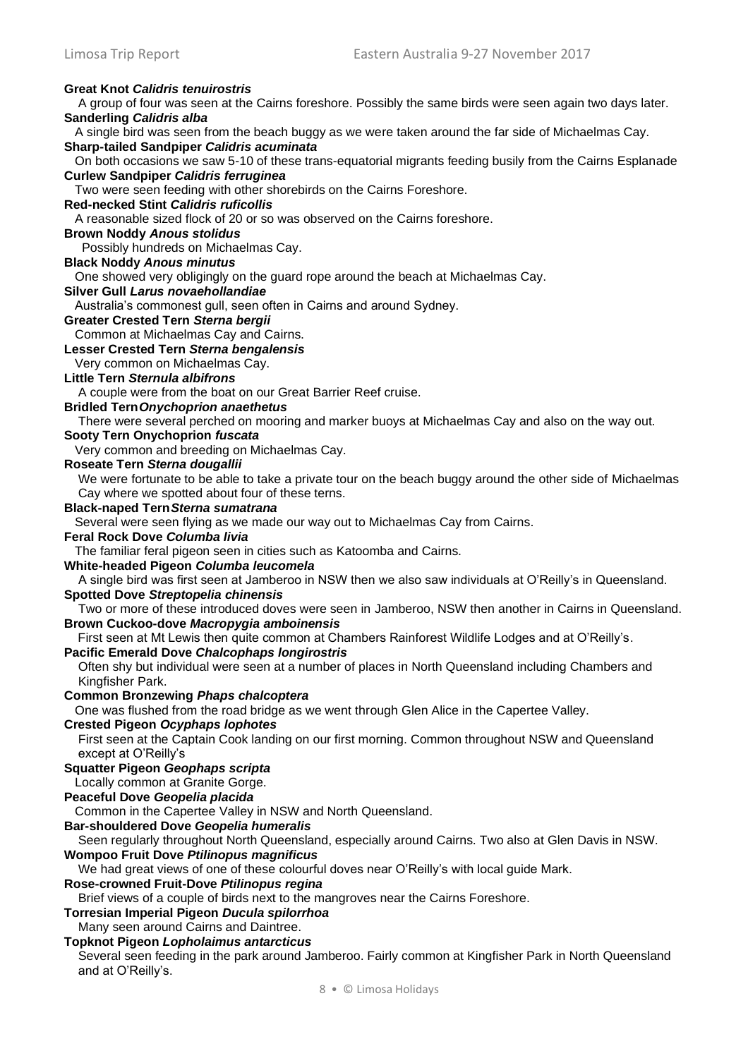**Great Knot *Calidris tenuirostris***
A group of four was seen at the Cairns foreshore. Possibly the same birds were seen again two days later.

**Sanderling *Calidris alba***
A single bird was seen from the beach buggy as we were taken around the far side of Michaelmas Cay.

**Sharp-tailed Sandpiper *Calidris acuminata***
On both occasions we saw 5-10 of these trans-equatorial migrants feeding busily from the Cairns Esplanade

**Curlew Sandpiper *Calidris ferruginea***
Two were seen feeding with other shorebirds on the Cairns Foreshore.

**Red-necked Stint *Calidris ruficollis***
A reasonable sized flock of 20 or so was observed on the Cairns foreshore.

**Brown Noddy *Anous stolidus***
Possibly hundreds on Michaelmas Cay.

**Black Noddy *Anous minutus***
One showed very obligingly on the guard rope around the beach at Michaelmas Cay.

**Silver Gull *Larus novaehollandiae***
Australia's commonest gull, seen often in Cairns and around Sydney.

**Greater Crested Tern *Sterna bergii***
Common at Michaelmas Cay and Cairns.

**Lesser Crested Tern *Sterna bengalensis***
Very common on Michaelmas Cay.

**Little Tern *Sternula albifrons***
A couple were from the boat on our Great Barrier Reef cruise.

**Bridled Tern*Onychoprion anaethetus***
There were several perched on mooring and marker buoys at Michaelmas Cay and also on the way out.

**Sooty Tern Onychoprion *fuscata***
Very common and breeding on Michaelmas Cay.

**Roseate Tern *Sterna dougallii***
We were fortunate to be able to take a private tour on the beach buggy around the other side of Michaelmas Cay where we spotted about four of these terns.

**Black-naped Tern*Sterna sumatrana***
Several were seen flying as we made our way out to Michaelmas Cay from Cairns.

**Feral Rock Dove *Columba livia***
The familiar feral pigeon seen in cities such as Katoomba and Cairns.

**White-headed Pigeon *Columba leucomela***
A single bird was first seen at Jamberoo in NSW then we also saw individuals at O'Reilly's in Queensland.

**Spotted Dove *Streptopelia chinensis***
Two or more of these introduced doves were seen in Jamberoo, NSW then another in Cairns in Queensland.

**Brown Cuckoo-dove *Macropygia amboinensis***
First seen at Mt Lewis then quite common at Chambers Rainforest Wildlife Lodges and at O'Reilly's.

**Pacific Emerald Dove *Chalcophaps longirostris***
Often shy but individual were seen at a number of places in North Queensland including Chambers and Kingfisher Park.

**Common Bronzewing *Phaps chalcoptera***
One was flushed from the road bridge as we went through Glen Alice in the Capertee Valley.

**Crested Pigeon *Ocyphaps lophotes***
First seen at the Captain Cook landing on our first morning. Common throughout NSW and Queensland except at O'Reilly's

**Squatter Pigeon *Geophaps scripta***
Locally common at Granite Gorge.

**Peaceful Dove *Geopelia placida***
Common in the Capertee Valley in NSW and North Queensland.

**Bar-shouldered Dove *Geopelia humeralis***
Seen regularly throughout North Queensland, especially around Cairns. Two also at Glen Davis in NSW.

**Wompoo Fruit Dove *Ptilinopus magnificus***
We had great views of one of these colourful doves near O'Reilly's with local guide Mark.

**Rose-crowned Fruit-Dove *Ptilinopus regina***
Brief views of a couple of birds next to the mangroves near the Cairns Foreshore.

**Torresian Imperial Pigeon *Ducula spilorrhoa***
Many seen around Cairns and Daintree.

**Topknot Pigeon *Lopholaimus antarcticus***
Several seen feeding in the park around Jamberoo. Fairly common at Kingfisher Park in North Queensland and at O'Reilly's.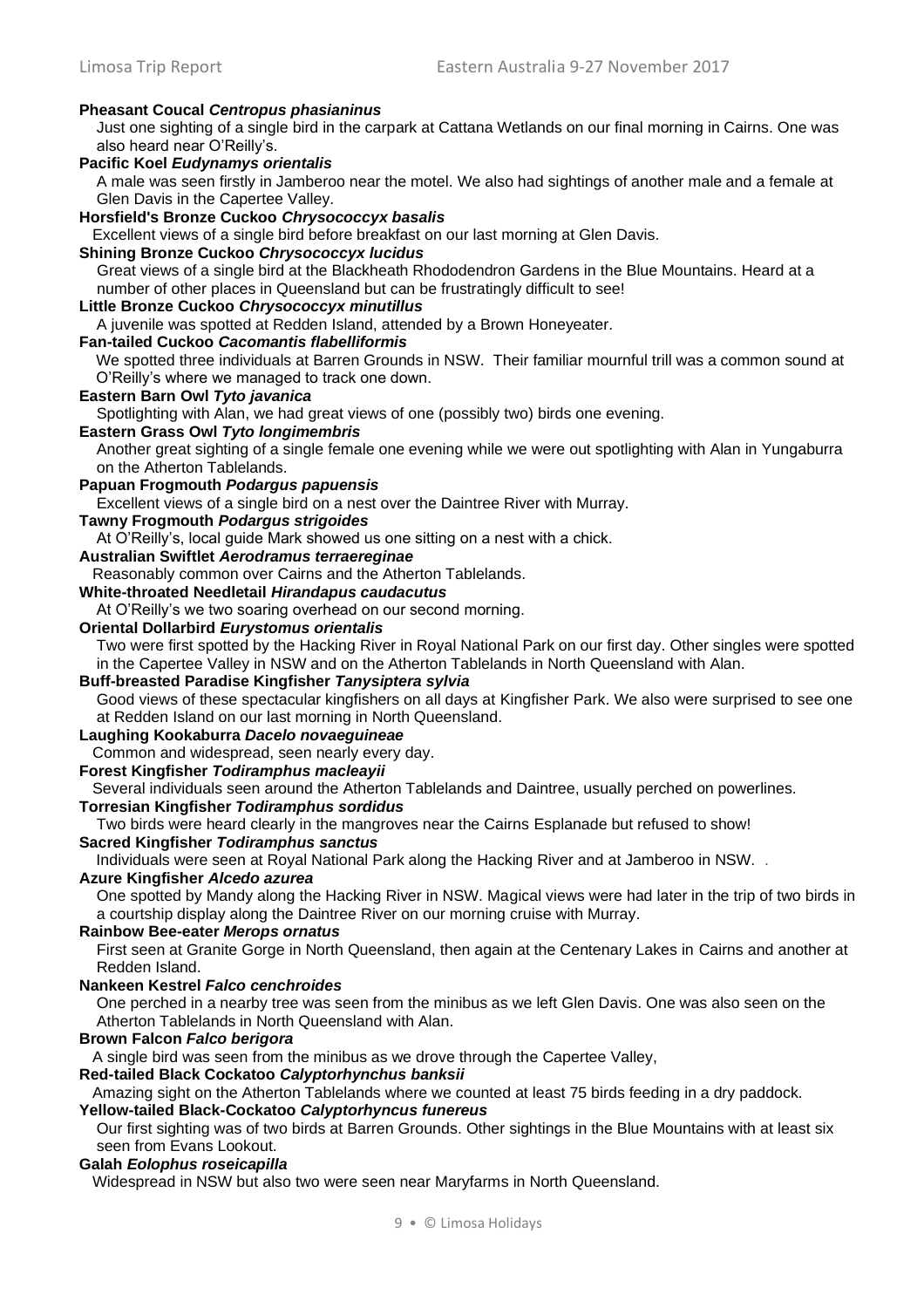**Pheasant Coucal *Centropus phasianinus***

Just one sighting of a single bird in the carpark at Cattana Wetlands on our final morning in Cairns. One was also heard near O'Reilly's.

**Pacific Koel *Eudynamys orientalis***

A male was seen firstly in Jamberoo near the motel. We also had sightings of another male and a female at Glen Davis in the Capertee Valley.

**Horsfield's Bronze Cuckoo *Chrysococcyx basalis***

Excellent views of a single bird before breakfast on our last morning at Glen Davis.

**Shining Bronze Cuckoo *Chrysococcyx lucidus***

Great views of a single bird at the Blackheath Rhododendron Gardens in the Blue Mountains. Heard at a number of other places in Queensland but can be frustratingly difficult to see!

**Little Bronze Cuckoo *Chrysococcyx minutillus***

A juvenile was spotted at Redden Island, attended by a Brown Honeyeater.

**Fan-tailed Cuckoo *Cacomantis flabelliformis***

We spotted three individuals at Barren Grounds in NSW. Their familiar mournful trill was a common sound at O'Reilly's where we managed to track one down.

**Eastern Barn Owl *Tyto javanica***

Spotlighting with Alan, we had great views of one (possibly two) birds one evening.

**Eastern Grass Owl *Tyto longimembris***

Another great sighting of a single female one evening while we were out spotlighting with Alan in Yungaburra on the Atherton Tablelands.

**Papuan Frogmouth *Podargus papuensis***

Excellent views of a single bird on a nest over the Daintree River with Murray.

**Tawny Frogmouth *Podargus strigoides***

At O'Reilly's, local guide Mark showed us one sitting on a nest with a chick.

**Australian Swiftlet *Aerodramus terraereginae***

Reasonably common over Cairns and the Atherton Tablelands.

**White-throated Needletail *Hirandapus caudacutus***

At O'Reilly's we two soaring overhead on our second morning.

**Oriental Dollarbird *Eurystomus orientalis***

Two were first spotted by the Hacking River in Royal National Park on our first day. Other singles were spotted in the Capertee Valley in NSW and on the Atherton Tablelands in North Queensland with Alan.

**Buff-breasted Paradise Kingfisher *Tanysiptera sylvia***

Good views of these spectacular kingfishers on all days at Kingfisher Park. We also were surprised to see one at Redden Island on our last morning in North Queensland.

**Laughing Kookaburra *Dacelo novaeguineae***

Common and widespread, seen nearly every day.

**Forest Kingfisher *Todiramphus macleayii***

Several individuals seen around the Atherton Tablelands and Daintree, usually perched on powerlines.

**Torresian Kingfisher *Todiramphus sordidus***

Two birds were heard clearly in the mangroves near the Cairns Esplanade but refused to show!

**Sacred Kingfisher *Todiramphus sanctus***

Individuals were seen at Royal National Park along the Hacking River and at Jamberoo in NSW. .

**Azure Kingfisher *Alcedo azurea***

One spotted by Mandy along the Hacking River in NSW. Magical views were had later in the trip of two birds in a courtship display along the Daintree River on our morning cruise with Murray.

**Rainbow Bee-eater *Merops ornatus***

First seen at Granite Gorge in North Queensland, then again at the Centenary Lakes in Cairns and another at Redden Island.

**Nankeen Kestrel *Falco cenchroides***

One perched in a nearby tree was seen from the minibus as we left Glen Davis. One was also seen on the Atherton Tablelands in North Queensland with Alan.

**Brown Falcon *Falco berigora***

A single bird was seen from the minibus as we drove through the Capertee Valley,

**Red-tailed Black Cockatoo *Calyptorhynchus banksii***

Amazing sight on the Atherton Tablelands where we counted at least 75 birds feeding in a dry paddock.

**Yellow-tailed Black-Cockatoo *Calyptorhyncus funereus***

Our first sighting was of two birds at Barren Grounds. Other sightings in the Blue Mountains with at least six seen from Evans Lookout.

**Galah *Eolophus roseicapilla***

Widespread in NSW but also two were seen near Maryfarms in North Queensland.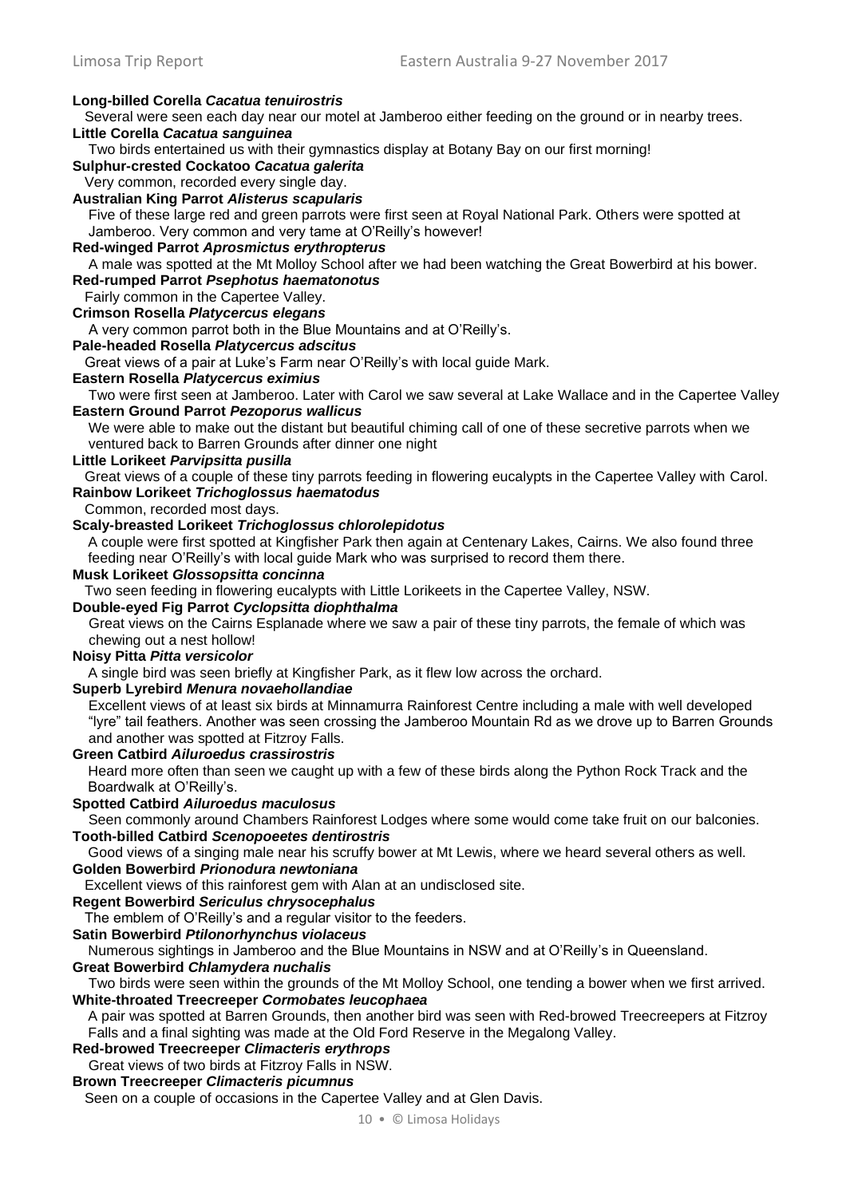**Long-billed Corella *Cacatua tenuirostris***
Several were seen each day near our motel at Jamberoo either feeding on the ground or in nearby trees.

**Little Corella *Cacatua sanguinea***
Two birds entertained us with their gymnastics display at Botany Bay on our first morning!

**Sulphur-crested Cockatoo *Cacatua galerita***
Very common, recorded every single day.

**Australian King Parrot *Alisterus scapularis***
Five of these large red and green parrots were first seen at Royal National Park. Others were spotted at Jamberoo. Very common and very tame at O'Reilly's however!

**Red-winged Parrot *Aprosmictus erythropterus***
A male was spotted at the Mt Molloy School after we had been watching the Great Bowerbird at his bower.

**Red-rumped Parrot *Psephotus haematonotus***
Fairly common in the Capertee Valley.

**Crimson Rosella *Platycercus elegans***
A very common parrot both in the Blue Mountains and at O'Reilly's.

**Pale-headed Rosella *Platycercus adscitus***
Great views of a pair at Luke's Farm near O'Reilly's with local guide Mark.

**Eastern Rosella *Platycercus eximius***
Two were first seen at Jamberoo. Later with Carol we saw several at Lake Wallace and in the Capertee Valley

**Eastern Ground Parrot *Pezoporus wallicus***
We were able to make out the distant but beautiful chiming call of one of these secretive parrots when we ventured back to Barren Grounds after dinner one night

**Little Lorikeet *Parvipsitta pusilla***
Great views of a couple of these tiny parrots feeding in flowering eucalypts in the Capertee Valley with Carol.

**Rainbow Lorikeet *Trichoglossus haematodus***
Common, recorded most days.

**Scaly-breasted Lorikeet *Trichoglossus chlorolepidotus***
A couple were first spotted at Kingfisher Park then again at Centenary Lakes, Cairns. We also found three feeding near O'Reilly's with local guide Mark who was surprised to record them there.

**Musk Lorikeet *Glossopsitta concinna***
Two seen feeding in flowering eucalypts with Little Lorikeets in the Capertee Valley, NSW.

**Double-eyed Fig Parrot *Cyclopsitta diophthalma***
Great views on the Cairns Esplanade where we saw a pair of these tiny parrots, the female of which was chewing out a nest hollow!

**Noisy Pitta *Pitta versicolor***
A single bird was seen briefly at Kingfisher Park, as it flew low across the orchard.

**Superb Lyrebird *Menura novaehollandiae***
Excellent views of at least six birds at Minnamurra Rainforest Centre including a male with well developed "lyre" tail feathers. Another was seen crossing the Jamberoo Mountain Rd as we drove up to Barren Grounds and another was spotted at Fitzroy Falls.

**Green Catbird *Ailuroedus crassirostris***
Heard more often than seen we caught up with a few of these birds along the Python Rock Track and the Boardwalk at O'Reilly's.

**Spotted Catbird *Ailuroedus maculosus***
Seen commonly around Chambers Rainforest Lodges where some would come take fruit on our balconies.

**Tooth-billed Catbird *Scenopoeetes dentirostris***
Good views of a singing male near his scruffy bower at Mt Lewis, where we heard several others as well.

**Golden Bowerbird *Prionodura newtoniana***
Excellent views of this rainforest gem with Alan at an undisclosed site.

**Regent Bowerbird *Sericulus chrysocephalus***
The emblem of O'Reilly's and a regular visitor to the feeders.

**Satin Bowerbird *Ptilonorhynchus violaceus***
Numerous sightings in Jamberoo and the Blue Mountains in NSW and at O'Reilly's in Queensland.

**Great Bowerbird *Chlamydera nuchalis***
Two birds were seen within the grounds of the Mt Molloy School, one tending a bower when we first arrived.

**White-throated Treecreeper *Cormobates leucophaea***
A pair was spotted at Barren Grounds, then another bird was seen with Red-browed Treecreepers at Fitzroy Falls and a final sighting was made at the Old Ford Reserve in the Megalong Valley.

**Red-browed Treecreeper *Climacteris erythrops***
Great views of two birds at Fitzroy Falls in NSW.

**Brown Treecreeper *Climacteris picumnus***
Seen on a couple of occasions in the Capertee Valley and at Glen Davis.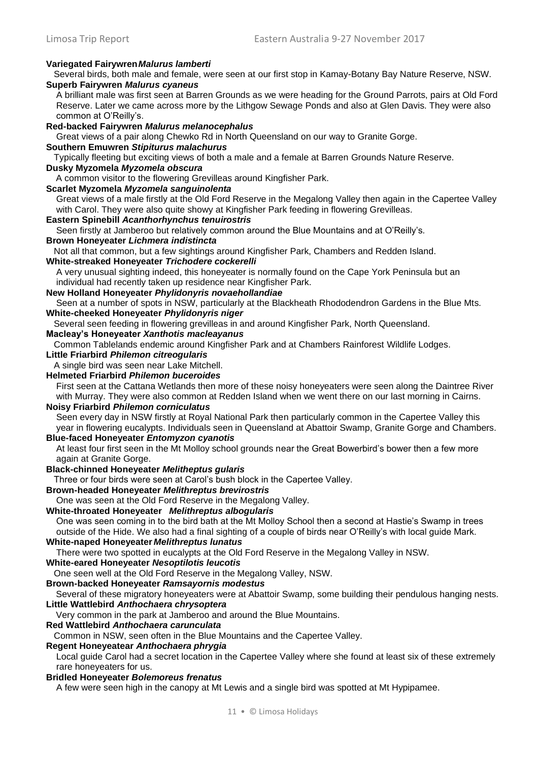**Variegated Fairywren** ***Malurus lamberti***

Several birds, both male and female, were seen at our first stop in Kamay-Botany Bay Nature Reserve, NSW.

**Superb Fairywren** ***Malurus cyaneus***

A brilliant male was first seen at Barren Grounds as we were heading for the Ground Parrots, pairs at Old Ford Reserve. Later we came across more by the Lithgow Sewage Ponds and also at Glen Davis. They were also common at O'Reilly's.

**Red-backed Fairywren** ***Malurus melanocephalus***

Great views of a pair along Chewko Rd in North Queensland on our way to Granite Gorge.

**Southern Emuwren** ***Stipiturus malachurus***

Typically fleeting but exciting views of both a male and a female at Barren Grounds Nature Reserve.

**Dusky Myzomela** ***Myzomela obscura***

A common visitor to the flowering Grevilleas around Kingfisher Park.

**Scarlet Myzomela** ***Myzomela sanguinolenta***

Great views of a male firstly at the Old Ford Reserve in the Megalong Valley then again in the Capertee Valley with Carol. They were also quite showy at Kingfisher Park feeding in flowering Grevilleas.

**Eastern Spinebill** ***Acanthorhynchus tenuirostris***

Seen firstly at Jamberoo but relatively common around the Blue Mountains and at O'Reilly's.

**Brown Honeyeater** ***Lichmera indistincta***

Not all that common, but a few sightings around Kingfisher Park, Chambers and Redden Island.

**White-streaked Honeyeater** ***Trichodere cockerelli***

A very unusual sighting indeed, this honeyeater is normally found on the Cape York Peninsula but an individual had recently taken up residence near Kingfisher Park.

**New Holland Honeyeater** ***Phylidonyris novaehollandiae***

Seen at a number of spots in NSW, particularly at the Blackheath Rhododendron Gardens in the Blue Mts.

**White-cheeked Honeyeater** ***Phylidonyris niger***

Several seen feeding in flowering grevilleas in and around Kingfisher Park, North Queensland.

**Macleay's Honeyeater** ***Xanthotis macleayanus***

Common Tablelands endemic around Kingfisher Park and at Chambers Rainforest Wildlife Lodges.

**Little Friarbird** ***Philemon citreogularis***

A single bird was seen near Lake Mitchell.

**Helmeted Friarbird** ***Philemon buceroides***

First seen at the Cattana Wetlands then more of these noisy honeyeaters were seen along the Daintree River with Murray. They were also common at Redden Island when we went there on our last morning in Cairns.

**Noisy Friarbird** ***Philemon corniculatus***

Seen every day in NSW firstly at Royal National Park then particularly common in the Capertee Valley this year in flowering eucalypts. Individuals seen in Queensland at Abattoir Swamp, Granite Gorge and Chambers.

**Blue-faced Honeyeater** ***Entomyzon cyanotis***

At least four first seen in the Mt Molloy school grounds near the Great Bowerbird's bower then a few more again at Granite Gorge.

**Black-chinned Honeyeater** ***Melitheptus gularis***

Three or four birds were seen at Carol's bush block in the Capertee Valley.

**Brown-headed Honeyeater** ***Melithreptus brevirostris***

One was seen at the Old Ford Reserve in the Megalong Valley.

**White-throated Honeyeater** ***Melithreptus albogularis***

One was seen coming in to the bird bath at the Mt Molloy School then a second at Hastie's Swamp in trees outside of the Hide. We also had a final sighting of a couple of birds near O'Reilly's with local guide Mark.

**White-naped Honeyeater** ***Melithreptus lunatus***

There were two spotted in eucalypts at the Old Ford Reserve in the Megalong Valley in NSW.

**White-eared Honeyeater** ***Nesoptilotis leucotis***

One seen well at the Old Ford Reserve in the Megalong Valley, NSW.

**Brown-backed Honeyeater** ***Ramsayornis modestus***

Several of these migratory honeyeaters were at Abattoir Swamp, some building their pendulous hanging nests.

**Little Wattlebird** ***Anthochaera chrysoptera***

Very common in the park at Jamberoo and around the Blue Mountains.

**Red Wattlebird** ***Anthochaera carunculata***

Common in NSW, seen often in the Blue Mountains and the Capertee Valley.

**Regent Honeyeatear** ***Anthochaera phrygia***

Local guide Carol had a secret location in the Capertee Valley where she found at least six of these extremely rare honeyeaters for us.

**Bridled Honeyeater** ***Bolemoreus frenatus***

A few were seen high in the canopy at Mt Lewis and a single bird was spotted at Mt Hypipamee.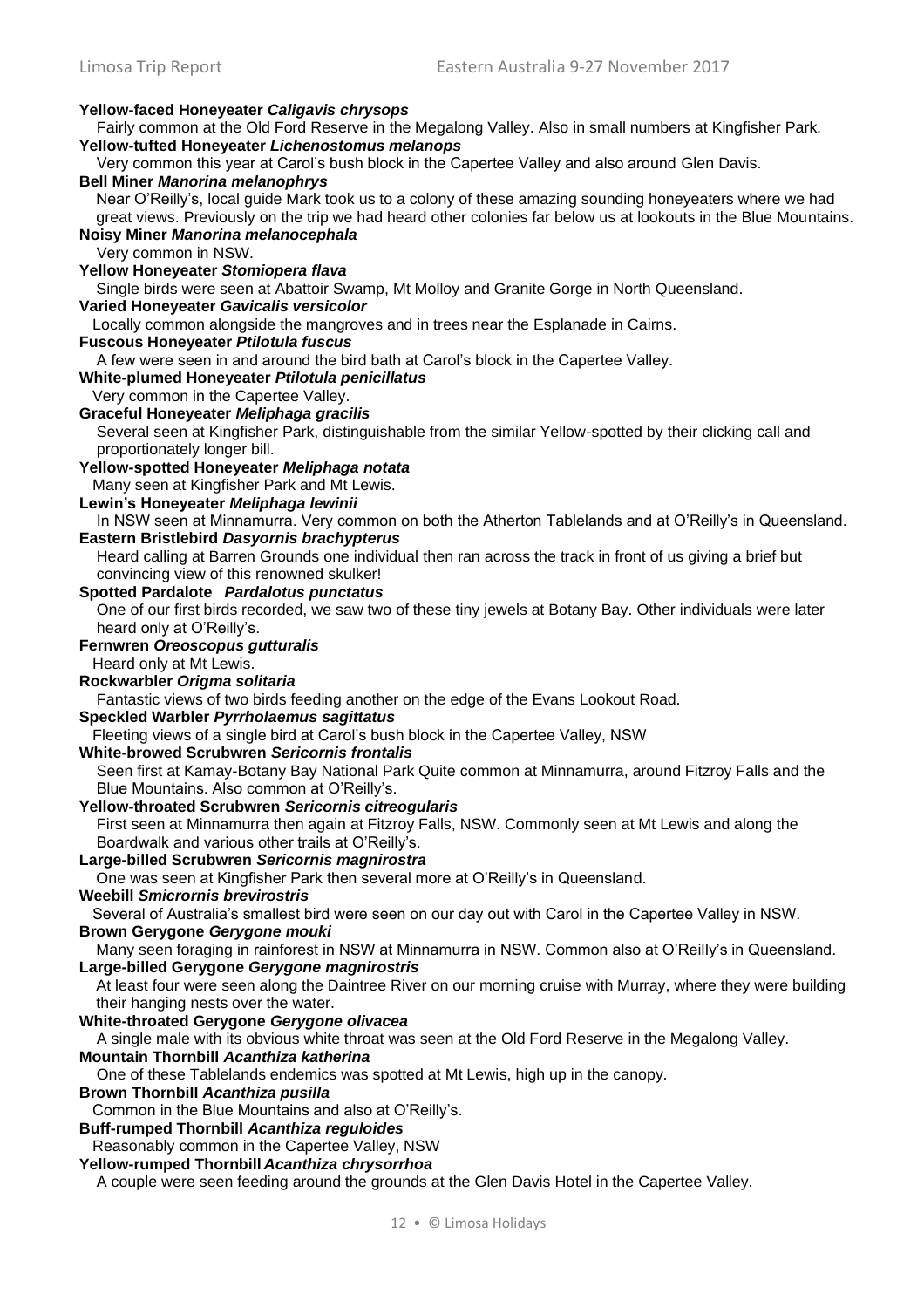**Yellow-faced Honeyeater *Caligavis chrysops***
Fairly common at the Old Ford Reserve in the Megalong Valley. Also in small numbers at Kingfisher Park.

**Yellow-tufted Honeyeater *Lichenostomus melanops***
Very common this year at Carol's bush block in the Capertee Valley and also around Glen Davis.

**Bell Miner *Manorina melanophrys***
Near O'Reilly's, local guide Mark took us to a colony of these amazing sounding honeyeaters where we had great views. Previously on the trip we had heard other colonies far below us at lookouts in the Blue Mountains.

**Noisy Miner *Manorina melanocephala***
Very common in NSW.

**Yellow Honeyeater *Stomiopera flava***
Single birds were seen at Abattoir Swamp, Mt Molloy and Granite Gorge in North Queensland.

**Varied Honeyeater *Gavicalis versicolor***
Locally common alongside the mangroves and in trees near the Esplanade in Cairns.

**Fuscous Honeyeater *Ptilotula fuscus***
A few were seen in and around the bird bath at Carol's block in the Capertee Valley.

**White-plumed Honeyeater *Ptilotula penicillatus***
Very common in the Capertee Valley.

**Graceful Honeyeater *Meliphaga gracilis***
Several seen at Kingfisher Park, distinguishable from the similar Yellow-spotted by their clicking call and proportionately longer bill.

**Yellow-spotted Honeyeater *Meliphaga notata***
Many seen at Kingfisher Park and Mt Lewis.

**Lewin's Honeyeater *Meliphaga lewinii***
In NSW seen at Minnamurra. Very common on both the Atherton Tablelands and at O'Reilly's in Queensland.

**Eastern Bristlebird *Dasyornis brachypterus***
Heard calling at Barren Grounds one individual then ran across the track in front of us giving a brief but convincing view of this renowned skulker!

**Spotted Pardalote *Pardalotus punctatus***
One of our first birds recorded, we saw two of these tiny jewels at Botany Bay. Other individuals were later heard only at O'Reilly's.

**Fernwren *Oreoscopus gutturalis***
Heard only at Mt Lewis.

**Rockwarbler *Origma solitaria***
Fantastic views of two birds feeding another on the edge of the Evans Lookout Road.

**Speckled Warbler *Pyrrholaemus sagittatus***
Fleeting views of a single bird at Carol's bush block in the Capertee Valley, NSW

**White-browed Scrubwren *Sericornis frontalis***
Seen first at Kamay-Botany Bay National Park Quite common at Minnamurra, around Fitzroy Falls and the Blue Mountains. Also common at O'Reilly's.

**Yellow-throated Scrubwren *Sericornis citreogularis***
First seen at Minnamurra then again at Fitzroy Falls, NSW. Commonly seen at Mt Lewis and along the Boardwalk and various other trails at O'Reilly's.

**Large-billed Scrubwren *Sericornis magnirostra***
One was seen at Kingfisher Park then several more at O'Reilly's in Queensland.

**Weebill *Smicrornis brevirostris***
Several of Australia's smallest bird were seen on our day out with Carol in the Capertee Valley in NSW.

**Brown Gerygone *Gerygone mouki***
Many seen foraging in rainforest in NSW at Minnamurra in NSW. Common also at O'Reilly's in Queensland.

**Large-billed Gerygone *Gerygone magnirostris***
At least four were seen along the Daintree River on our morning cruise with Murray, where they were building their hanging nests over the water.

**White-throated Gerygone *Gerygone olivacea***
A single male with its obvious white throat was seen at the Old Ford Reserve in the Megalong Valley.

**Mountain Thornbill *Acanthiza katherina***
One of these Tablelands endemics was spotted at Mt Lewis, high up in the canopy.

**Brown Thornbill *Acanthiza pusilla***
Common in the Blue Mountains and also at O'Reilly's.

**Buff-rumped Thornbill *Acanthiza reguloides***
Reasonably common in the Capertee Valley, NSW

**Yellow-rumped Thornbill *Acanthiza chrysorrhoa***
A couple were seen feeding around the grounds at the Glen Davis Hotel in the Capertee Valley.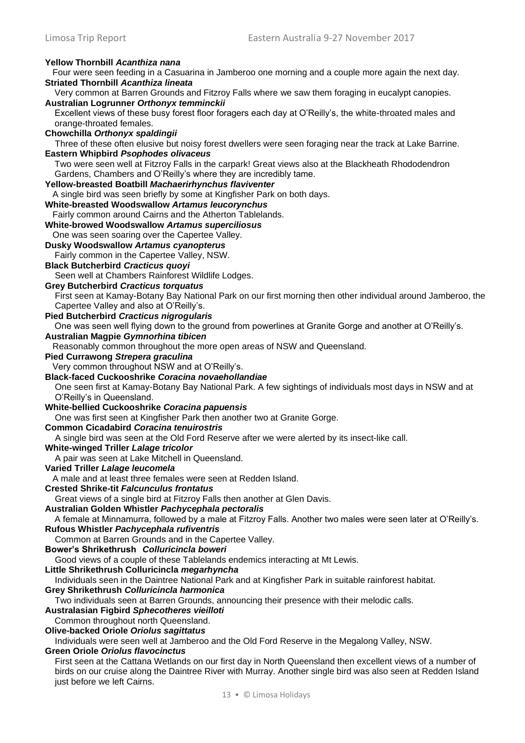**Yellow Thornbill *Acanthiza nana***
Four were seen feeding in a Casuarina in Jamberoo one morning and a couple more again the next day.

**Striated Thornbill *Acanthiza lineata***
Very common at Barren Grounds and Fitzroy Falls where we saw them foraging in eucalypt canopies.

**Australian Logrunner *Orthonyx temminckii***
Excellent views of these busy forest floor foragers each day at O'Reilly's, the white-throated males and orange-throated females.

**Chowchilla *Orthonyx spaldingii***
Three of these often elusive but noisy forest dwellers were seen foraging near the track at Lake Barrine.

**Eastern Whipbird *Psophodes olivaceus***
Two were seen well at Fitzroy Falls in the carpark! Great views also at the Blackheath Rhododendron Gardens, Chambers and O'Reilly's where they are incredibly tame.

**Yellow-breasted Boatbill *Machaerirhynchus flaviventer***
A single bird was seen briefly by some at Kingfisher Park on both days.

**White-breasted Woodswallow *Artamus leucorynchus***
Fairly common around Cairns and the Atherton Tablelands.

**White-browed Woodswallow *Artamus superciliosus***
One was seen soaring over the Capertee Valley.

**Dusky Woodswallow *Artamus cyanopterus***
Fairly common in the Capertee Valley, NSW.

**Black Butcherbird *Cracticus quoyi***
Seen well at Chambers Rainforest Wildlife Lodges.

**Grey Butcherbird *Cracticus torquatus***
First seen at Kamay-Botany Bay National Park on our first morning then other individual around Jamberoo, the Capertee Valley and also at O'Reilly's.

**Pied Butcherbird *Cracticus nigrogularis***
One was seen well flying down to the ground from powerlines at Granite Gorge and another at O'Reilly's.

**Australian Magpie *Gymnorhina tibicen***
Reasonably common throughout the more open areas of NSW and Queensland.

**Pied Currawong *Strepera graculina***
Very common throughout NSW and at O'Reilly's.

**Black-faced Cuckooshrike *Coracina novaehollandiae***
One seen first at Kamay-Botany Bay National Park. A few sightings of individuals most days in NSW and at O'Reilly's in Queensland.

**White-bellied Cuckooshrike *Coracina papuensis***
One was first seen at Kingfisher Park then another two at Granite Gorge.

**Common Cicadabird *Coracina tenuirostris***
A single bird was seen at the Old Ford Reserve after we were alerted by its insect-like call.

**White-winged Triller *Lalage tricolor***
A pair was seen at Lake Mitchell in Queensland.

**Varied Triller *Lalage leucomela***
A male and at least three females were seen at Redden Island.

**Crested Shrike-tit *Falcunculus frontatus***
Great views of a single bird at Fitzroy Falls then another at Glen Davis.

**Australian Golden Whistler *Pachycephala pectoralis***
A female at Minnamurra, followed by a male at Fitzroy Falls. Another two males were seen later at O'Reilly's.

**Rufous Whistler *Pachycephala rufiventris***
Common at Barren Grounds and in the Capertee Valley.

**Bower's Shrikethrush *Colluricincla boweri***
Good views of a couple of these Tablelands endemics interacting at Mt Lewis.

**Little Shrikethrush Colluricincla *megarhyncha***
Individuals seen in the Daintree National Park and at Kingfisher Park in suitable rainforest habitat.

**Grey Shrikethrush *Colluricincla harmonica***
Two individuals seen at Barren Grounds, announcing their presence with their melodic calls.

**Australasian Figbird *Sphecotheres vieilloti***
Common throughout north Queensland.

**Olive-backed Oriole *Oriolus sagittatus***
Individuals were seen well at Jamberoo and the Old Ford Reserve in the Megalong Valley, NSW.

**Green Oriole *Oriolus flavocinctus***
First seen at the Cattana Wetlands on our first day in North Queensland then excellent views of a number of birds on our cruise along the Daintree River with Murray. Another single bird was also seen at Redden Island just before we left Cairns.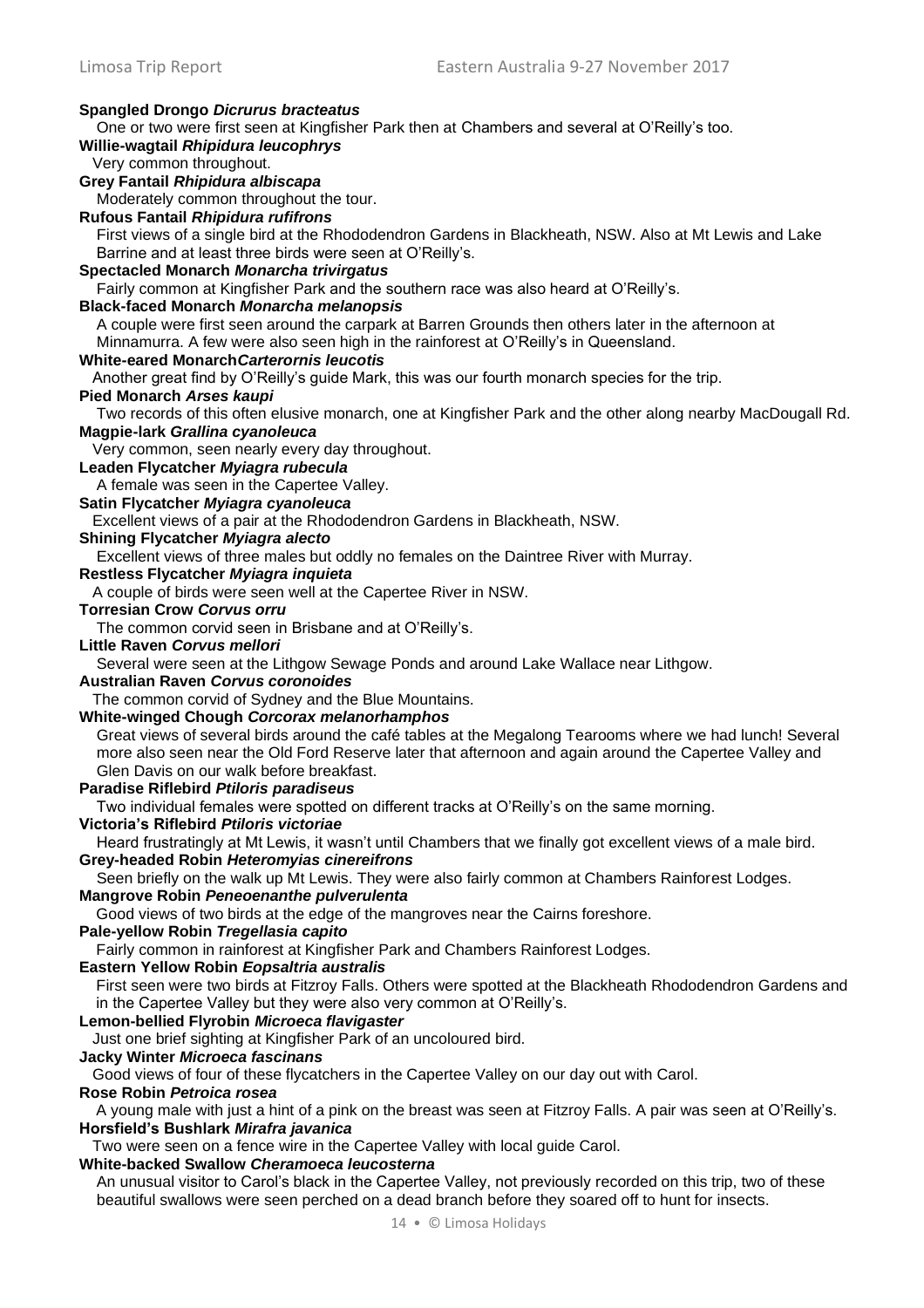**Spangled Drongo *Dicrurus bracteatus***
One or two were first seen at Kingfisher Park then at Chambers and several at O'Reilly's too.

**Willie-wagtail *Rhipidura leucophrys***
Very common throughout.

**Grey Fantail *Rhipidura albiscapa***
Moderately common throughout the tour.

**Rufous Fantail *Rhipidura rufifrons***
First views of a single bird at the Rhododendron Gardens in Blackheath, NSW. Also at Mt Lewis and Lake Barrine and at least three birds were seen at O'Reilly's.

**Spectacled Monarch *Monarcha trivirgatus***
Fairly common at Kingfisher Park and the southern race was also heard at O'Reilly's.

**Black-faced Monarch *Monarcha melanopsis***
A couple were first seen around the carpark at Barren Grounds then others later in the afternoon at Minnamurra. A few were also seen high in the rainforest at O'Reilly's in Queensland.

**White-eared Monarch*Carterornis leucotis***
Another great find by O'Reilly's guide Mark, this was our fourth monarch species for the trip.

**Pied Monarch *Arses kaupi***
Two records of this often elusive monarch, one at Kingfisher Park and the other along nearby MacDougall Rd.

**Magpie-lark *Grallina cyanoleuca***
Very common, seen nearly every day throughout.

**Leaden Flycatcher *Myiagra rubecula***
A female was seen in the Capertee Valley.

**Satin Flycatcher *Myiagra cyanoleuca***
Excellent views of a pair at the Rhododendron Gardens in Blackheath, NSW.

**Shining Flycatcher *Myiagra alecto***
Excellent views of three males but oddly no females on the Daintree River with Murray.

**Restless Flycatcher *Myiagra inquieta***
A couple of birds were seen well at the Capertee River in NSW.

**Torresian Crow *Corvus orru***
The common corvid seen in Brisbane and at O'Reilly's.

**Little Raven *Corvus mellori***
Several were seen at the Lithgow Sewage Ponds and around Lake Wallace near Lithgow.

**Australian Raven *Corvus coronoides***
The common corvid of Sydney and the Blue Mountains.

**White-winged Chough *Corcorax melanorhamphos***
Great views of several birds around the café tables at the Megalong Tearooms where we had lunch! Several more also seen near the Old Ford Reserve later that afternoon and again around the Capertee Valley and Glen Davis on our walk before breakfast.

**Paradise Riflebird *Ptiloris paradiseus***
Two individual females were spotted on different tracks at O'Reilly's on the same morning.

**Victoria's Riflebird *Ptiloris victoriae***
Heard frustratingly at Mt Lewis, it wasn't until Chambers that we finally got excellent views of a male bird.

**Grey-headed Robin *Heteromyias cinereifrons***
Seen briefly on the walk up Mt Lewis. They were also fairly common at Chambers Rainforest Lodges.

**Mangrove Robin *Peneoenanthe pulverulenta***
Good views of two birds at the edge of the mangroves near the Cairns foreshore.

**Pale-yellow Robin *Tregellasia capito***
Fairly common in rainforest at Kingfisher Park and Chambers Rainforest Lodges.

**Eastern Yellow Robin *Eopsaltria australis***
First seen were two birds at Fitzroy Falls. Others were spotted at the Blackheath Rhododendron Gardens and in the Capertee Valley but they were also very common at O'Reilly's.

**Lemon-bellied Flyrobin *Microeca flavigaster***
Just one brief sighting at Kingfisher Park of an uncoloured bird.

**Jacky Winter *Microeca fascinans***
Good views of four of these flycatchers in the Capertee Valley on our day out with Carol.

**Rose Robin *Petroica rosea***
A young male with just a hint of a pink on the breast was seen at Fitzroy Falls. A pair was seen at O'Reilly's.

**Horsfield's Bushlark *Mirafra javanica***
Two were seen on a fence wire in the Capertee Valley with local guide Carol.

**White-backed Swallow *Cheramoeca leucosterna***
An unusual visitor to Carol's black in the Capertee Valley, not previously recorded on this trip, two of these beautiful swallows were seen perched on a dead branch before they soared off to hunt for insects.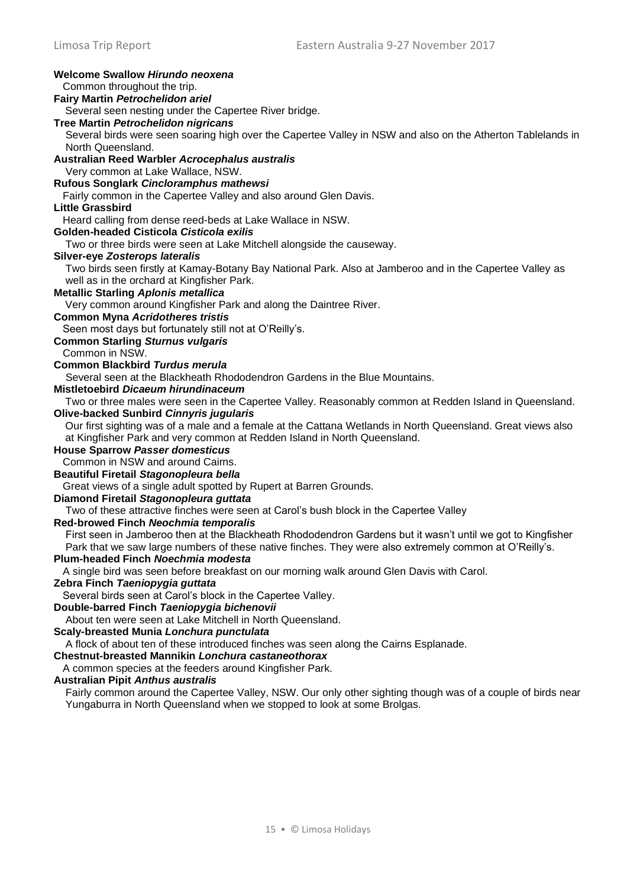**Welcome Swallow *Hirundo neoxena***
Common throughout the trip.

**Fairy Martin *Petrochelidon ariel***
Several seen nesting under the Capertee River bridge.

**Tree Martin *Petrochelidon nigricans***
Several birds were seen soaring high over the Capertee Valley in NSW and also on the Atherton Tablelands in North Queensland.

**Australian Reed Warbler *Acrocephalus australis***
Very common at Lake Wallace, NSW.

**Rufous Songlark *Cincloramphus mathewsi***
Fairly common in the Capertee Valley and also around Glen Davis.

**Little Grassbird**
Heard calling from dense reed-beds at Lake Wallace in NSW.

**Golden-headed Cisticola *Cisticola exilis***
Two or three birds were seen at Lake Mitchell alongside the causeway.

**Silver-eye *Zosterops lateralis***
Two birds seen firstly at Kamay-Botany Bay National Park. Also at Jamberoo and in the Capertee Valley as well as in the orchard at Kingfisher Park.

**Metallic Starling *Aplonis metallica***
Very common around Kingfisher Park and along the Daintree River.

**Common Myna *Acridotheres tristis***
Seen most days but fortunately still not at O'Reilly's.

**Common Starling *Sturnus vulgaris***
Common in NSW.

**Common Blackbird *Turdus merula***
Several seen at the Blackheath Rhododendron Gardens in the Blue Mountains.

**Mistletoebird *Dicaeum hirundinaceum***
Two or three males were seen in the Capertee Valley. Reasonably common at Redden Island in Queensland.

**Olive-backed Sunbird *Cinnyris jugularis***
Our first sighting was of a male and a female at the Cattana Wetlands in North Queensland. Great views also at Kingfisher Park and very common at Redden Island in North Queensland.

**House Sparrow *Passer domesticus***
Common in NSW and around Cairns.

**Beautiful Firetail *Stagonopleura bella***
Great views of a single adult spotted by Rupert at Barren Grounds.

**Diamond Firetail *Stagonopleura guttata***
Two of these attractive finches were seen at Carol's bush block in the Capertee Valley

**Red-browed Finch *Neochmia temporalis***
First seen in Jamberoo then at the Blackheath Rhododendron Gardens but it wasn't until we got to Kingfisher Park that we saw large numbers of these native finches. They were also extremely common at O'Reilly's.

**Plum-headed Finch *Noechmia modesta***
A single bird was seen before breakfast on our morning walk around Glen Davis with Carol.

**Zebra Finch *Taeniopygia guttata***
Several birds seen at Carol's block in the Capertee Valley.

**Double-barred Finch *Taeniopygia bichenovii***
About ten were seen at Lake Mitchell in North Queensland.

**Scaly-breasted Munia *Lonchura punctulata***
A flock of about ten of these introduced finches was seen along the Cairns Esplanade.

**Chestnut-breasted Mannikin *Lonchura castaneothorax***
A common species at the feeders around Kingfisher Park.

**Australian Pipit *Anthus australis***
Fairly common around the Capertee Valley, NSW. Our only other sighting though was of a couple of birds near Yungaburra in North Queensland when we stopped to look at some Brolgas.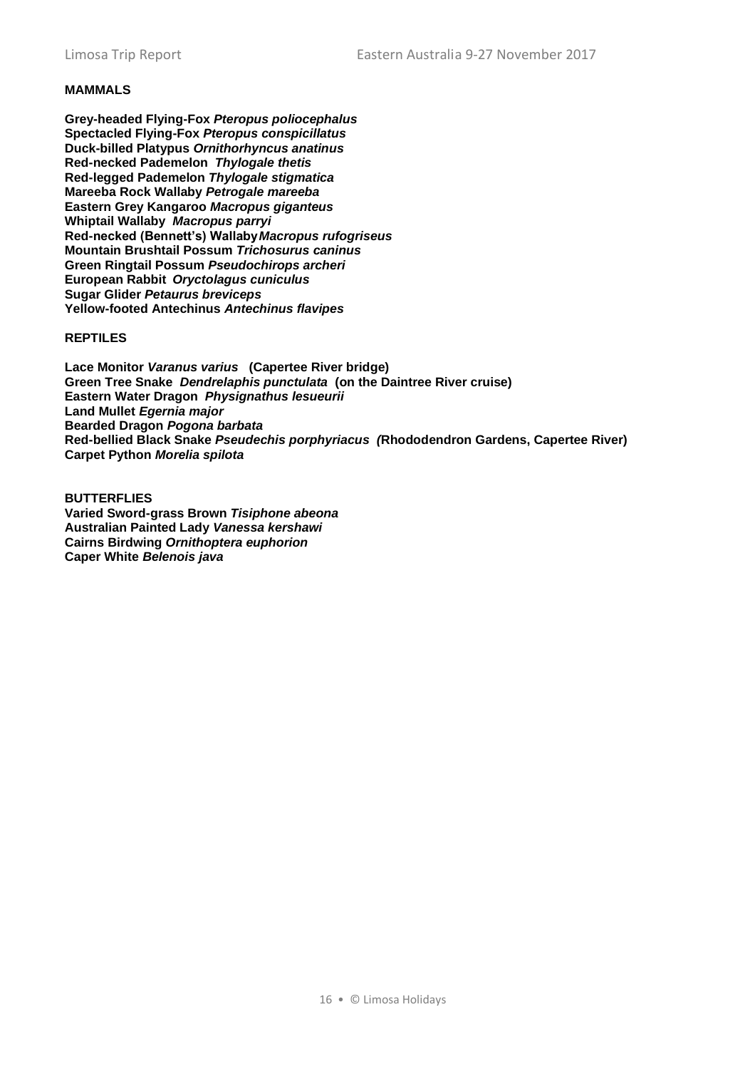## MAMMALS

**Grey-headed Flying-Fox *Pteropus poliocephalus***
**Spectacled Flying-Fox *Pteropus conspicillatus***
**Duck-billed Platypus *Ornithorhyncus anatinus***
**Red-necked Pademelon *Thylogale thetis***
**Red-legged Pademelon *Thylogale stigmatica***
**Mareeba Rock Wallaby *Petrogale mareeba***
**Eastern Grey Kangaroo *Macropus giganteus***
**Whiptail Wallaby *Macropus parryi***
**Red-necked (Bennett's) Wallaby *Macropus rufogriseus***
**Mountain Brushtail Possum *Trichosurus caninus***
**Green Ringtail Possum *Pseudochirops archeri***
**European Rabbit *Oryctolagus cuniculus***
**Sugar Glider *Petaurus breviceps***
**Yellow-footed Antechinus *Antechinus flavipes***

## REPTILES

**Lace Monitor *Varanus varius* (Capertee River bridge)**
**Green Tree Snake *Dendrelaphis punctulata* (on the Daintree River cruise)**
**Eastern Water Dragon *Physignathus lesueurii***
**Land Mullet *Egernia major***
**Bearded Dragon *Pogona barbata***
**Red-bellied Black Snake *Pseudechis porphyriacus* (Rhododendron Gardens, Capertee River)**
**Carpet Python *Morelia spilota***

## BUTTERFLIES

**Varied Sword-grass Brown *Tisiphone abeona***
**Australian Painted Lady *Vanessa kershawi***
**Cairns Birdwing *Ornithoptera euphorion***
**Caper White *Belenois java***